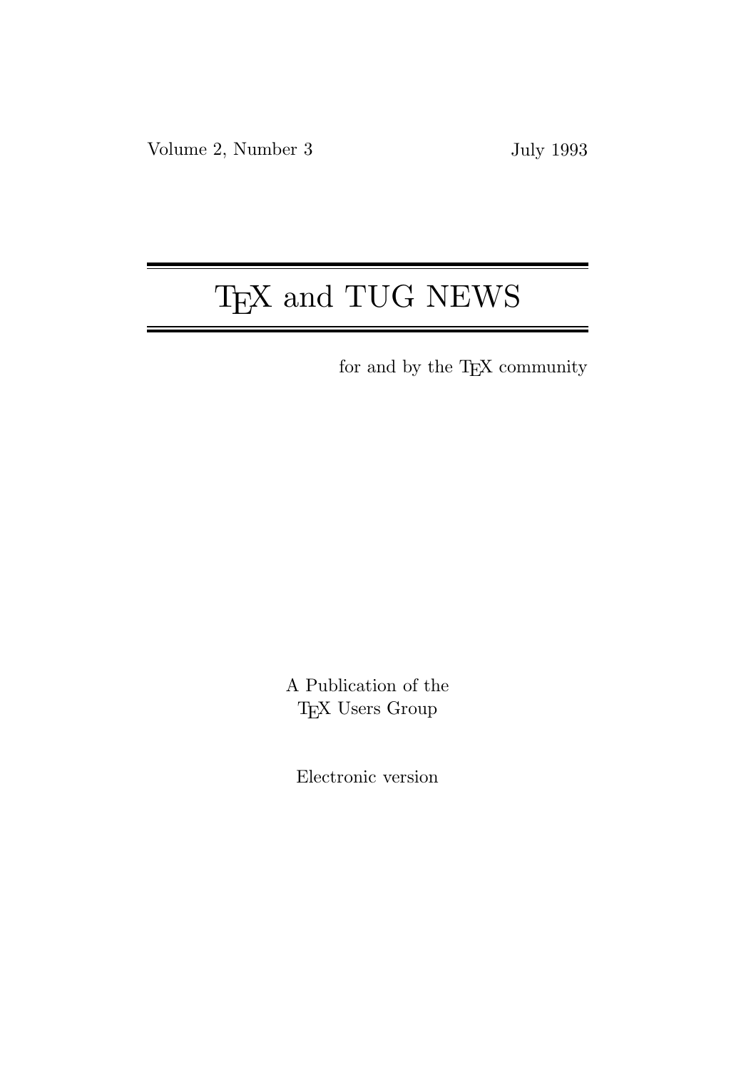Volume 2, Number 3 July 1993

# TEX and TUG NEWS

for and by the TEX community

A Publication of the
TEX Users Group

Electronic version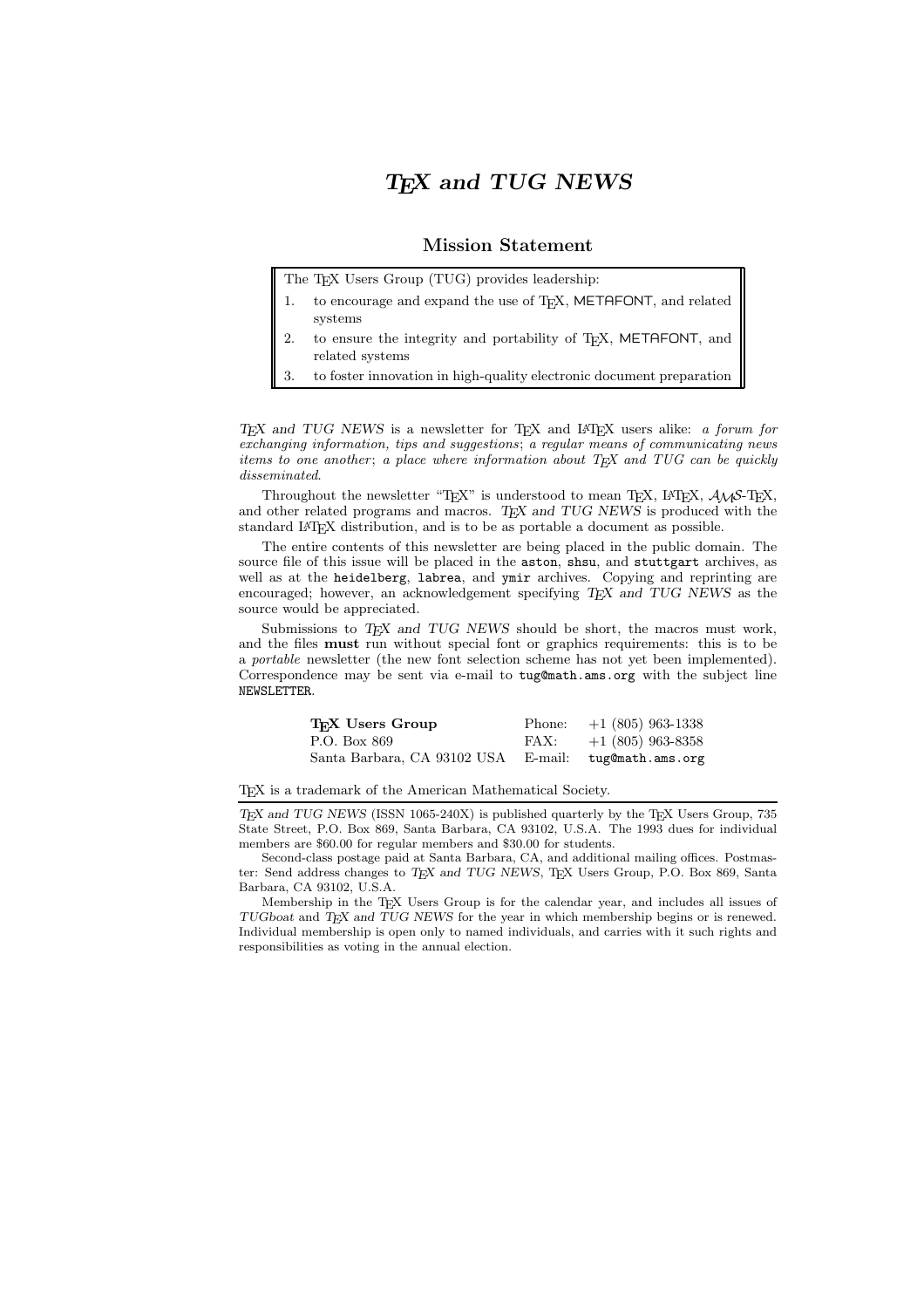# *TEX and TUG NEWS*

## Mission Statement

The TEX Users Group (TUG) provides leadership:

1. to encourage and expand the use of TEX, METAFONT, and related systems
2. to ensure the integrity and portability of TEX, METAFONT, and related systems
3. to foster innovation in high-quality electronic document preparation

*TEX and TUG NEWS* is a newsletter for TEX and LATEX users alike: *a forum for exchanging information, tips and suggestions*; *a regular means of communicating news items to one another*; *a place where information about TEX and TUG can be quickly disseminated*.

Throughout the newsletter "TEX" is understood to mean TEX, LATEX, AMS-TEX, and other related programs and macros. *TEX and TUG NEWS* is produced with the standard LATEX distribution, and is to be as portable a document as possible.

The entire contents of this newsletter are being placed in the public domain. The source file of this issue will be placed in the `aston`, `shsu`, and `stuttgart` archives, as well as at the `heidelberg`, `labrea`, and `ymir` archives. Copying and reprinting are encouraged; however, an acknowledgement specifying *TEX and TUG NEWS* as the source would be appreciated.

Submissions to *TEX and TUG NEWS* should be short, the macros must work, and the files **must** run without special font or graphics requirements: this is to be a *portable* newsletter (the new font selection scheme has not yet been implemented). Correspondence may be sent via e-mail to `tug@math.ams.org` with the subject line `NEWSLETTER`.

| | | |
|---|---|---|
| **TEX Users Group** | Phone: | +1 (805) 963-1338 |
| P.O. Box 869 | FAX: | +1 (805) 963-8358 |
| Santa Barbara, CA 93102 USA | E-mail: | `tug@math.ams.org` |

TEX is a trademark of the American Mathematical Society.

*TEX and TUG NEWS* (ISSN 1065-240X) is published quarterly by the TEX Users Group, 735 State Street, P.O. Box 869, Santa Barbara, CA 93102, U.S.A. The 1993 dues for individual members are $60.00 for regular members and $30.00 for students.

Second-class postage paid at Santa Barbara, CA, and additional mailing offices. Postmaster: Send address changes to *TEX and TUG NEWS*, TEX Users Group, P.O. Box 869, Santa Barbara, CA 93102, U.S.A.

Membership in the TEX Users Group is for the calendar year, and includes all issues of *TUGboat* and *TEX and TUG NEWS* for the year in which membership begins or is renewed. Individual membership is open only to named individuals, and carries with it such rights and responsibilities as voting in the annual election.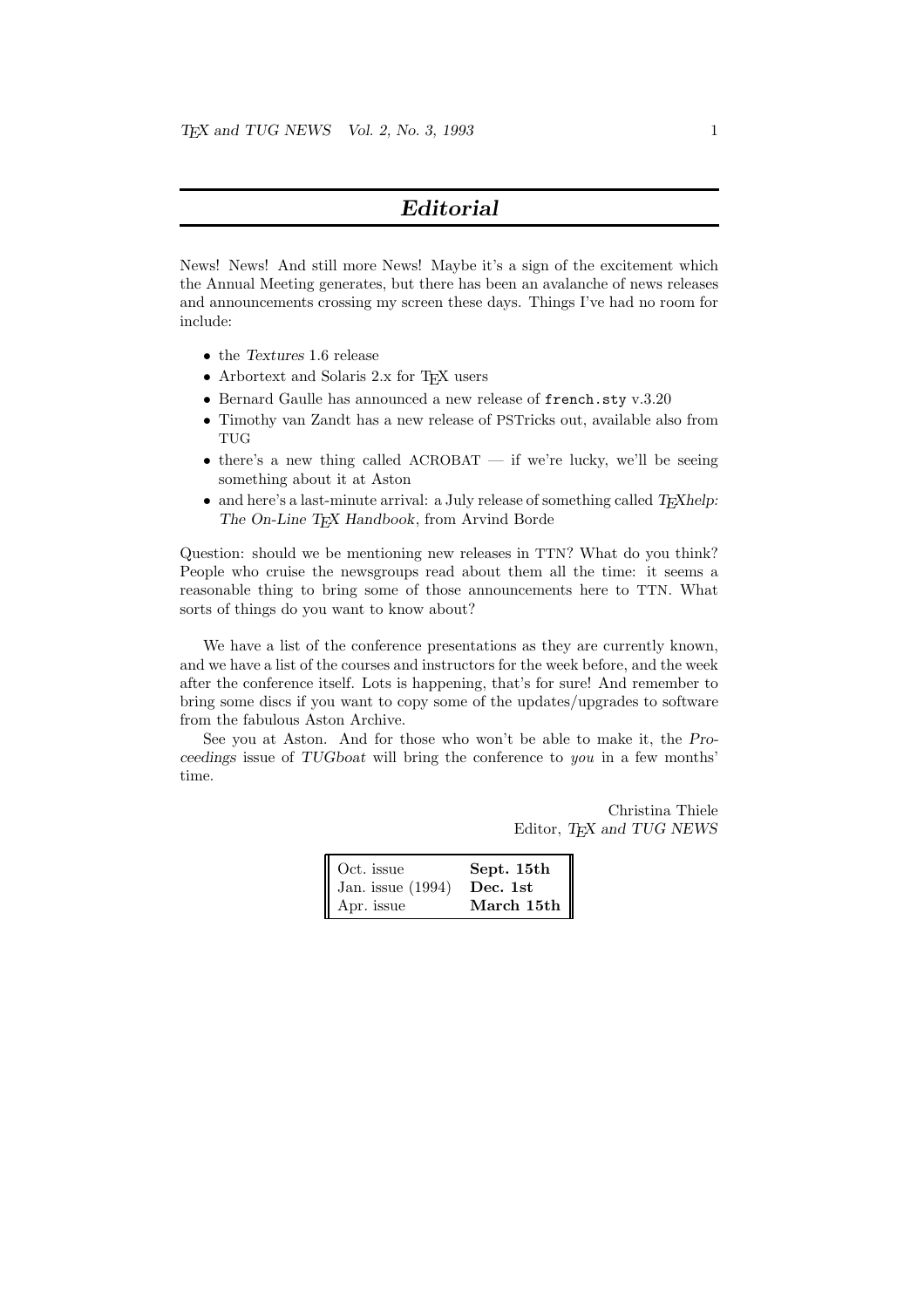## *Editorial*

News! News! And still more News! Maybe it's a sign of the excitement which the Annual Meeting generates, but there has been an avalanche of news releases and announcements crossing my screen these days. Things I've had no room for include:

- the *Textures* 1.6 release
- Arbortext and Solaris 2.x for TeX users
- Bernard Gaulle has announced a new release of `french.sty` v.3.20
- Timothy van Zandt has a new release of PSTricks out, available also from TUG
- there's a new thing called ACROBAT — if we're lucky, we'll be seeing something about it at Aston
- and here's a last-minute arrival: a July release of something called *TeXhelp: The On-Line TeX Handbook*, from Arvind Borde

Question: should we be mentioning new releases in TTN? What do you think? People who cruise the newsgroups read about them all the time: it seems a reasonable thing to bring some of those announcements here to TTN. What sorts of things do you want to know about?

We have a list of the conference presentations as they are currently known, and we have a list of the courses and instructors for the week before, and the week after the conference itself. Lots is happening, that's for sure! And remember to bring some discs if you want to copy some of the updates/upgrades to software from the fabulous Aston Archive.

See you at Aston. And for those who won't be able to make it, the *Proceedings* issue of *TUGboat* will bring the conference to *you* in a few months' time.

Christina Thiele
Editor, *TeX and TUG NEWS*

| | |
|---|---|
| Oct. issue | **Sept. 15th** |
| Jan. issue (1994) | **Dec. 1st** |
| Apr. issue | **March 15th** |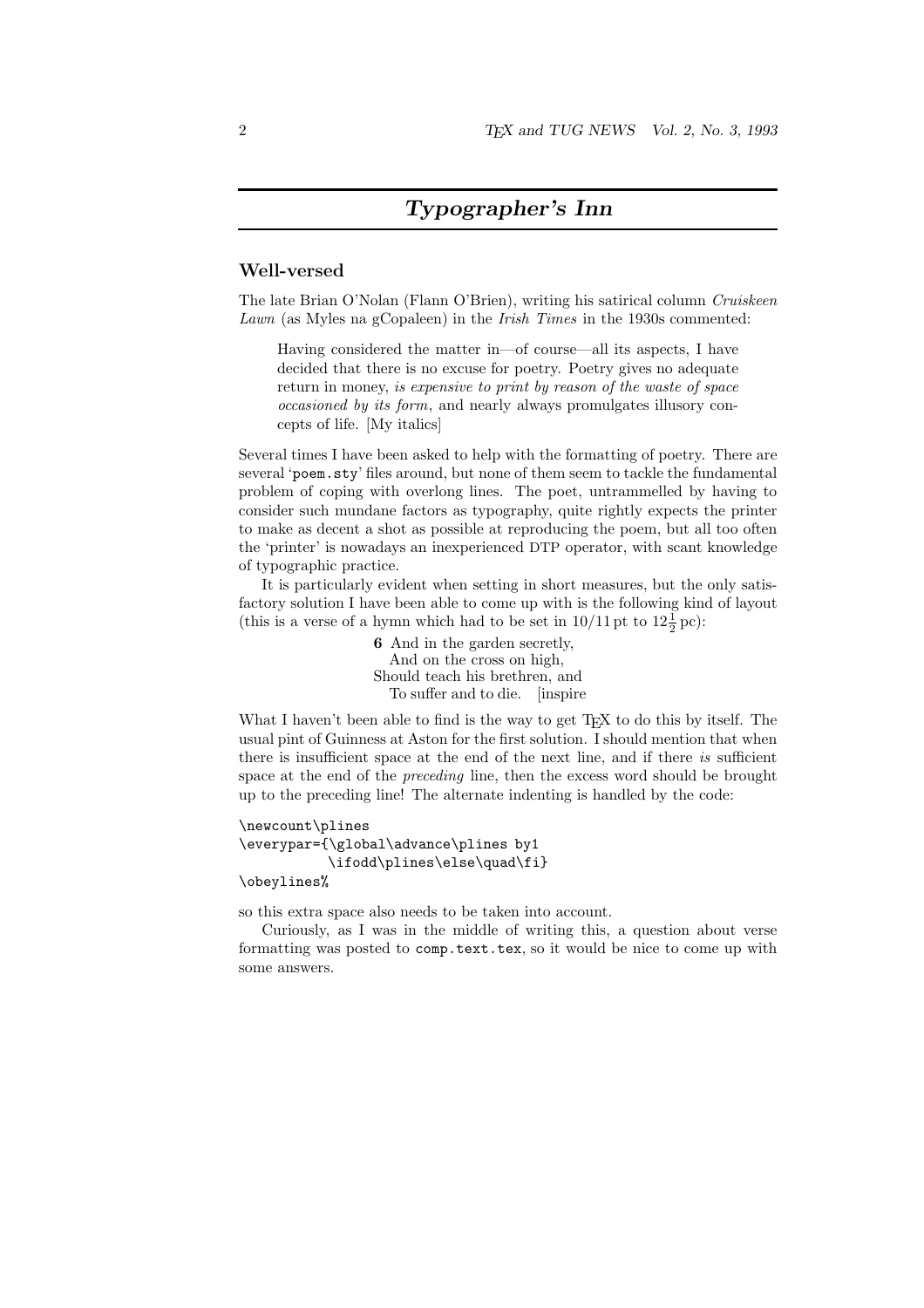## *Typographer's Inn*

### Well-versed

The late Brian O'Nolan (Flann O'Brien), writing his satirical column *Cruiskeen Lawn* (as Myles na gCopaleen) in the *Irish Times* in the 1930s commented:

> Having considered the matter in—of course—all its aspects, I have decided that there is no excuse for poetry. Poetry gives no adequate return in money, *is expensive to print by reason of the waste of space occasioned by its form*, and nearly always promulgates illusory concepts of life. [My italics]

Several times I have been asked to help with the formatting of poetry. There are several '`poem.sty`' files around, but none of them seem to tackle the fundamental problem of coping with overlong lines. The poet, untrammelled by having to consider such mundane factors as typography, quite rightly expects the printer to make as decent a shot as possible at reproducing the poem, but all too often the 'printer' is nowadays an inexperienced DTP operator, with scant knowledge of typographic practice.

It is particularly evident when setting in short measures, but the only satisfactory solution I have been able to come up with is the following kind of layout (this is a verse of a hymn which had to be set in 10/11 pt to $12\frac{1}{2}$ pc):

> **6** And in the garden secretly,
>   And on the cross on high,
> Should teach his brethren, and
>   To suffer and to die.   [inspire

What I haven't been able to find is the way to get TEX to do this by itself. The usual pint of Guinness at Aston for the first solution. I should mention that when there is insufficient space at the end of the next line, and if there *is* sufficient space at the end of the *preceding* line, then the excess word should be brought up to the preceding line! The alternate indenting is handled by the code:

```
\newcount\plines
\everypar={\global\advance\plines by1
          \ifodd\plines\else\quad\fi}
\obeylines%
```

so this extra space also needs to be taken into account.

Curiously, as I was in the middle of writing this, a question about verse formatting was posted to `comp.text.tex`, so it would be nice to come up with some answers.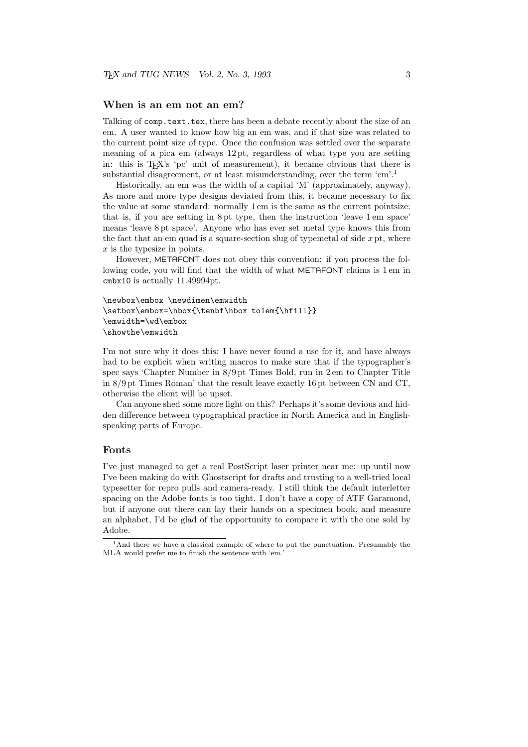## When is an em not an em?

Talking of `comp.text.tex`, there has been a debate recently about the size of an em. A user wanted to know how big an em was, and if that size was related to the current point size of type. Once the confusion was settled over the separate meaning of a pica em (always 12 pt, regardless of what type you are setting in: this is TeX's 'pc' unit of measurement), it became obvious that there is substantial disagreement, or at least misunderstanding, over the term 'em'.[1]

Historically, an em was the width of a capital 'M' (approximately, anyway). As more and more type designs deviated from this, it became necessary to fix the value at some standard: normally 1 em is the same as the current pointsize: that is, if you are setting in 8 pt type, then the instruction 'leave 1 em space' means 'leave 8 pt space'. Anyone who has ever set metal type knows this from the fact that an em quad is a square-section slug of typemetal of side $x$ pt, where $x$ is the typesize in points.

However, METAFONT does not obey this convention: if you process the following code, you will find that the width of what METAFONT claims is 1 em in `cmbx10` is actually 11.49994pt.

```
\newbox\embox \newdimen\emwidth
\setbox\embox=\hbox{\tenbf\hbox to1em{\hfill}}
\emwidth=\wd\embox
\showthe\emwidth
```

I'm not sure why it does this: I have never found a use for it, and have always had to be explicit when writing macros to make sure that if the typographer's spec says 'Chapter Number in 8/9 pt Times Bold, run in 2 em to Chapter Title in 8/9 pt Times Roman' that the result leave exactly 16 pt between CN and CT, otherwise the client will be upset.

Can anyone shed some more light on this? Perhaps it's some devious and hidden difference between typographical practice in North America and in English-speaking parts of Europe.

## Fonts

I've just managed to get a real PostScript laser printer near me: up until now I've been making do with Ghostscript for drafts and trusting to a well-tried local typesetter for repro pulls and camera-ready. I still think the default interletter spacing on the Adobe fonts is too tight. I don't have a copy of ATF Garamond, but if anyone out there can lay their hands on a specimen book, and measure an alphabet, I'd be glad of the opportunity to compare it with the one sold by Adobe.

[1] And there we have a classical example of where to put the punctuation. Presumably the MLA would prefer me to finish the sentence with 'em.'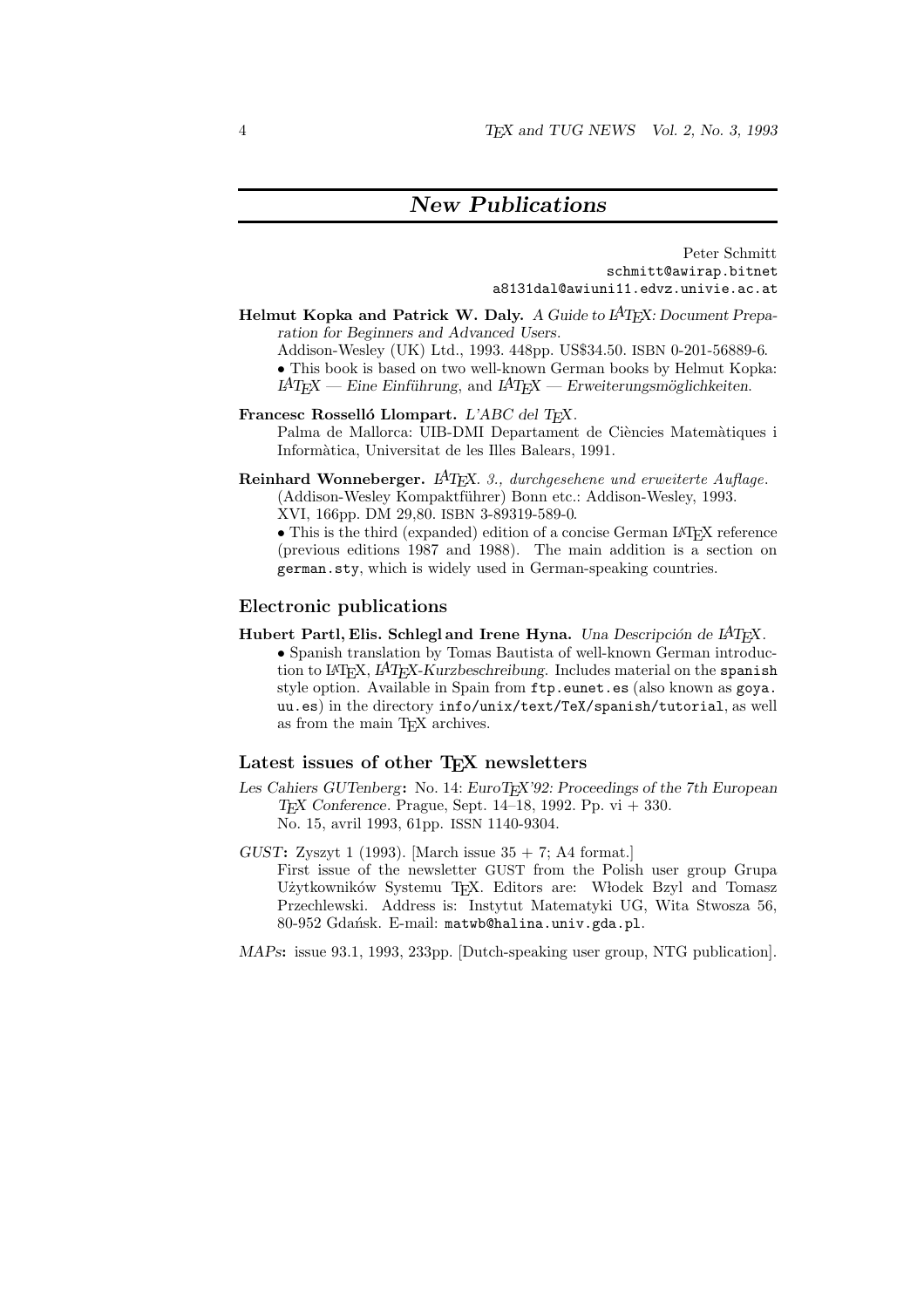# *New Publications*

Peter Schmitt
schmitt@awirap.bitnet
a8131dal@awiuni11.edvz.univie.ac.at

**Helmut Kopka and Patrick W. Daly.** *A Guide to LaTeX: Document Preparation for Beginners and Advanced Users.*
Addison-Wesley (UK) Ltd., 1993. 448pp. US$34.50. ISBN 0-201-56889-6.
• This book is based on two well-known German books by Helmut Kopka: *LaTeX — Eine Einführung*, and *LaTeX — Erweiterungsmöglichkeiten*.

**Francesc Rosselló Llompart.** *L'ABC del TeX.*
Palma de Mallorca: UIB-DMI Departament de Ciències Matemàtiques i Informàtica, Universitat de les Illes Balears, 1991.

**Reinhard Wonneberger.** *LaTeX. 3., durchgesehene und erweiterte Auflage.* (Addison-Wesley Kompaktführer) Bonn etc.: Addison-Wesley, 1993.
XVI, 166pp. DM 29,80. ISBN 3-89319-589-0.
• This is the third (expanded) edition of a concise German LaTeX reference (previous editions 1987 and 1988). The main addition is a section on german.sty, which is widely used in German-speaking countries.

## Electronic publications

**Hubert Partl, Elis. Schlegl and Irene Hyna.** *Una Descripción de LaTeX.*
• Spanish translation by Tomas Bautista of well-known German introduction to LaTeX, *LaTeX-Kurzbeschreibung*. Includes material on the spanish style option. Available in Spain from ftp.eunet.es (also known as goya.uu.es) in the directory info/unix/text/TeX/spanish/tutorial, as well as from the main TeX archives.

## Latest issues of other TeX newsletters

*Les Cahiers GUTenberg*: No. 14: *EuroTeX'92: Proceedings of the 7th European TeX Conference*. Prague, Sept. 14–18, 1992. Pp. vi + 330.
No. 15, avril 1993, 61pp. ISSN 1140-9304.

*GUST*: Zyszyt 1 (1993). [March issue 35 + 7; A4 format.]
First issue of the newsletter GUST from the Polish user group Grupa Użytkowników Systemu TeX. Editors are: Włodek Bzyl and Tomasz Przechlewski. Address is: Instytut Matematyki UG, Wita Stwosza 56, 80-952 Gdańsk. E-mail: matwb@halina.univ.gda.pl.

*MAPs*: issue 93.1, 1993, 233pp. [Dutch-speaking user group, NTG publication].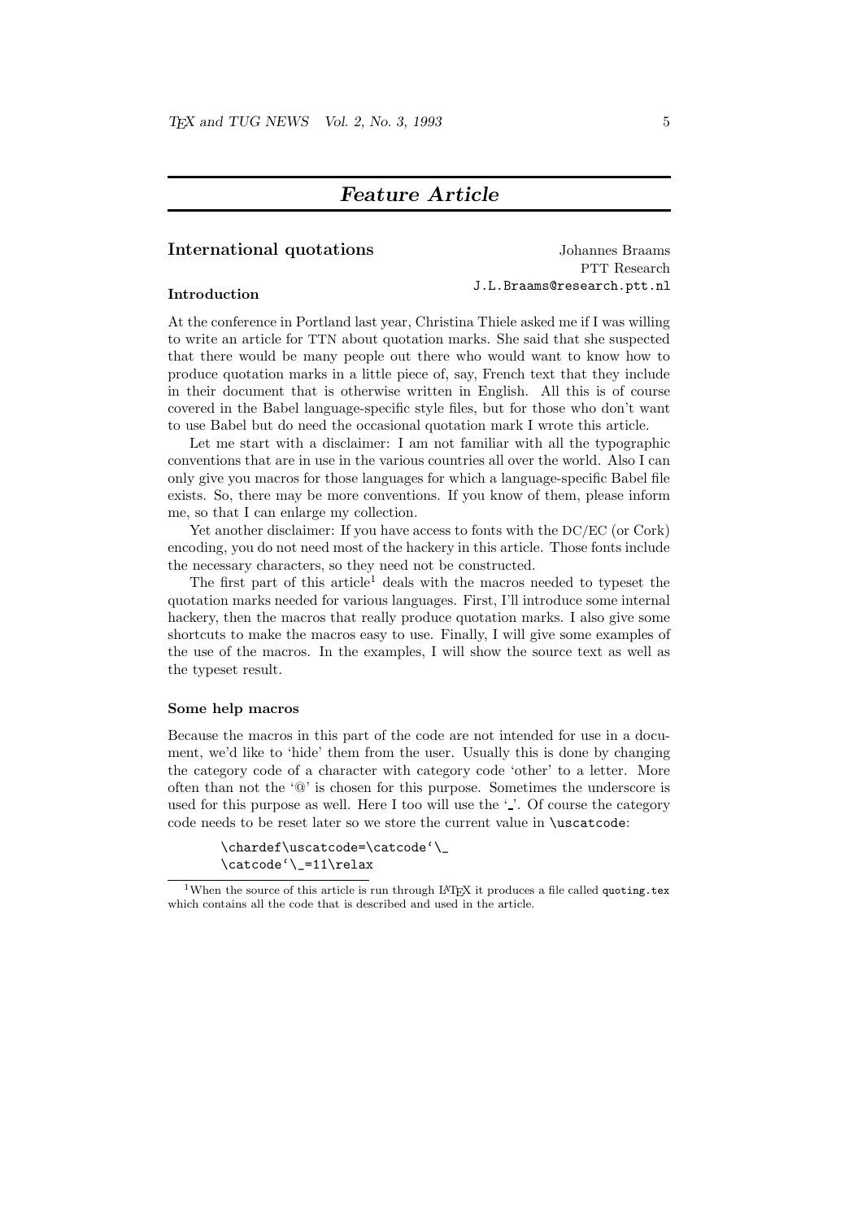## Feature Article

### International quotations

Johannes Braams
PTT Research
J.L.Braams@research.ptt.nl

#### Introduction

At the conference in Portland last year, Christina Thiele asked me if I was willing to write an article for TTN about quotation marks. She said that she suspected that there would be many people out there who would want to know how to produce quotation marks in a little piece of, say, French text that they include in their document that is otherwise written in English. All this is of course covered in the Babel language-specific style files, but for those who don't want to use Babel but do need the occasional quotation mark I wrote this article.

Let me start with a disclaimer: I am not familiar with all the typographic conventions that are in use in the various countries all over the world. Also I can only give you macros for those languages for which a language-specific Babel file exists. So, there may be more conventions. If you know of them, please inform me, so that I can enlarge my collection.

Yet another disclaimer: If you have access to fonts with the DC/EC (or Cork) encoding, you do not need most of the hackery in this article. Those fonts include the necessary characters, so they need not be constructed.

The first part of this article[1] deals with the macros needed to typeset the quotation marks needed for various languages. First, I'll introduce some internal hackery, then the macros that really produce quotation marks. I also give some shortcuts to make the macros easy to use. Finally, I will give some examples of the use of the macros. In the examples, I will show the source text as well as the typeset result.

#### Some help macros

Because the macros in this part of the code are not intended for use in a document, we'd like to 'hide' them from the user. Usually this is done by changing the category code of a character with category code 'other' to a letter. More often than not the '@' is chosen for this purpose. Sometimes the underscore is used for this purpose as well. Here I too will use the '_'. Of course the category code needs to be reset later so we store the current value in `\uscatcode`:

```
\chardef\uscatcode=\catcode`\_
\catcode`\_=11\relax
```

[1] When the source of this article is run through LaTeX it produces a file called `quoting.tex` which contains all the code that is described and used in the article.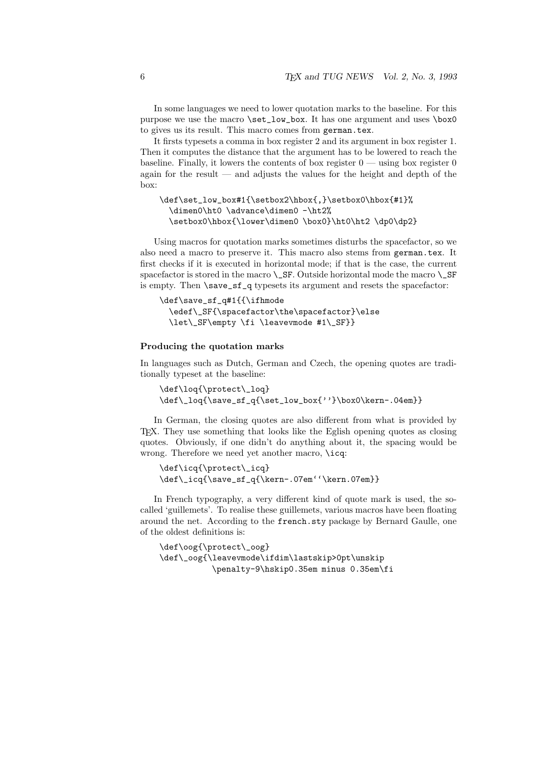In some languages we need to lower quotation marks to the baseline. For this purpose we use the macro `\set_low_box`. It has one argument and uses `\box0` to gives us its result. This macro comes from `german.tex`.

It firsts typesets a comma in box register 2 and its argument in box register 1. Then it computes the distance that the argument has to be lowered to reach the baseline. Finally, it lowers the contents of box register 0 — using box register 0 again for the result — and adjusts the values for the height and depth of the box:

```
\def\set_low_box#1{\setbox2\hbox{,}\setbox0\hbox{#1}%
  \dimen0\ht0 \advance\dimen0 -\ht2%
  \setbox0\hbox{\lower\dimen0 \box0}\ht0\ht2 \dp0\dp2}
```

Using macros for quotation marks sometimes disturbs the spacefactor, so we also need a macro to preserve it. This macro also stems from `german.tex`. It first checks if it is executed in horizontal mode; if that is the case, the current spacefactor is stored in the macro `\_SF`. Outside horizontal mode the macro `\_SF` is empty. Then `\save_sf_q` typesets its argument and resets the spacefactor:

```
\def\save_sf_q#1{{\ifhmode
  \edef\_SF{\spacefactor\the\spacefactor}\else
  \let\_SF\empty \fi \leavevmode #1\_SF}}
```

#### Producing the quotation marks

In languages such as Dutch, German and Czech, the opening quotes are traditionally typeset at the baseline:

```
\def\loq{\protect\_loq}
\def\_loq{\save_sf_q{\set_low_box{''}\box0\kern-.04em}}
```

In German, the closing quotes are also different from what is provided by TEX. They use something that looks like the Eglish opening quotes as closing quotes. Obviously, if one didn't do anything about it, the spacing would be wrong. Therefore we need yet another macro, `\icq`:

```
\def\icq{\protect\_icq}
\def\_icq{\save_sf_q{\kern-.07em``\kern.07em}}
```

In French typography, a very different kind of quote mark is used, the so-called 'guillemets'. To realise these guillemets, various macros have been floating around the net. According to the `french.sty` package by Bernard Gaulle, one of the oldest definitions is:

```
\def\oog{\protect\_oog}
\def\_oog{\leavevmode\ifdim\lastskip>0pt\unskip
          \penalty-9\hskip0.35em minus 0.35em\fi
```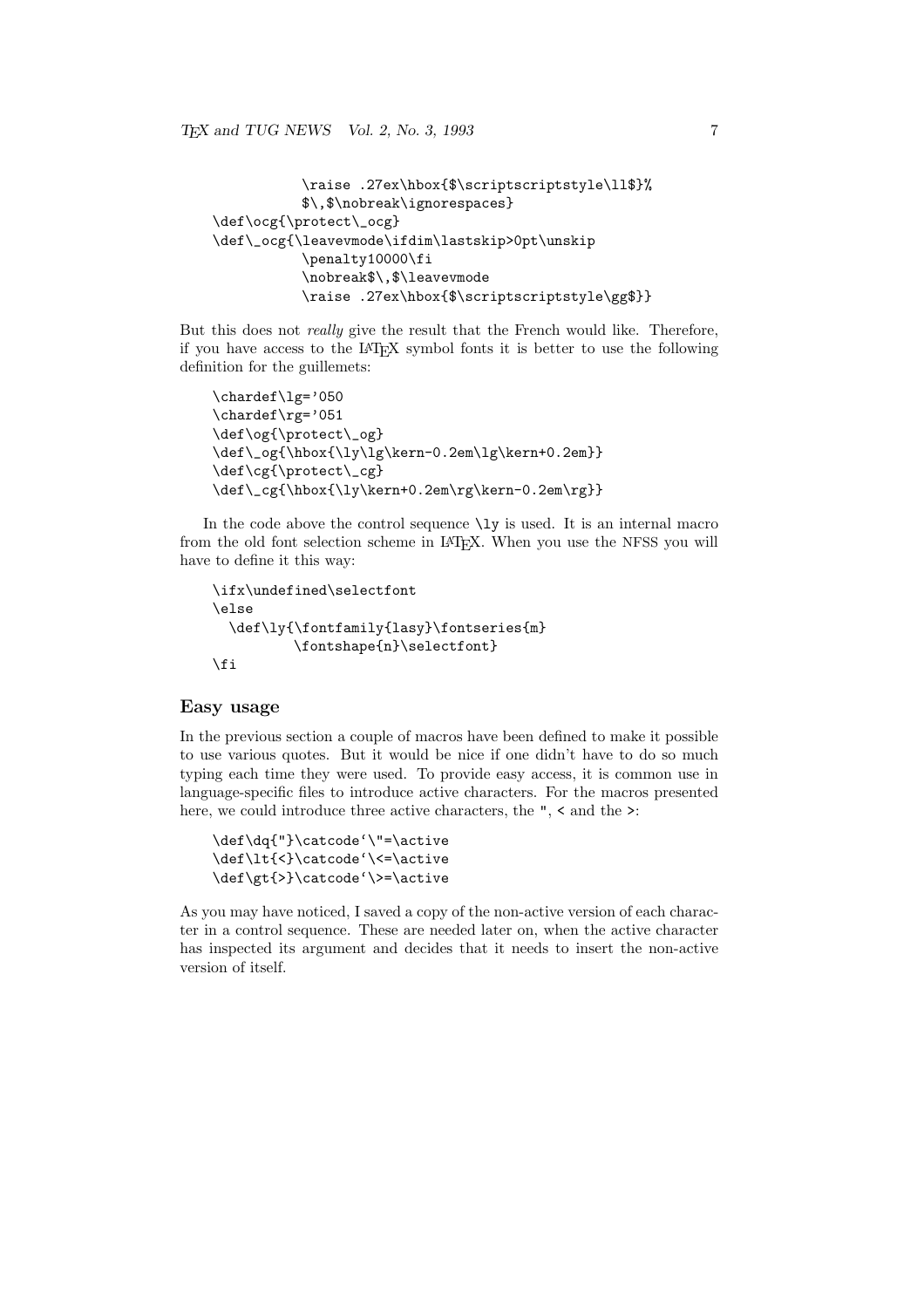```
            \raise .27ex\hbox{$\scriptscriptstyle\ll$}%
            $\,$\nobreak\ignorespaces}
\def\ocg{\protect\_ocg}
\def\_ocg{\leavevmode\ifdim\lastskip>0pt\unskip
            \penalty10000\fi
            \nobreak$\,$\leavevmode
            \raise .27ex\hbox{$\scriptscriptstyle\gg$}}
```

But this does not *really* give the result that the French would like. Therefore, if you have access to the LaTeX symbol fonts it is better to use the following definition for the guillemets:

```
\chardef\lg='050
\chardef\rg='051
\def\og{\protect\_og}
\def\_og{\hbox{\ly\lg\kern-0.2em\lg\kern+0.2em}}
\def\cg{\protect\_cg}
\def\_cg{\hbox{\ly\kern+0.2em\rg\kern-0.2em\rg}}
```

In the code above the control sequence `\ly` is used. It is an internal macro from the old font selection scheme in LaTeX. When you use the NFSS you will have to define it this way:

```
\ifx\undefined\selectfont
\else
  \def\ly{\fontfamily{lasy}\fontseries{m}
          \fontshape{n}\selectfont}
\fi
```

## Easy usage

In the previous section a couple of macros have been defined to make it possible to use various quotes. But it would be nice if one didn't have to do so much typing each time they were used. To provide easy access, it is common use in language-specific files to introduce active characters. For the macros presented here, we could introduce three active characters, the `"`, `<` and the `>`:

```
\def\dq{"}\catcode`\"=\active
\def\lt{<}\catcode`\<=\active
\def\gt{>}\catcode`\>=\active
```

As you may have noticed, I saved a copy of the non-active version of each character in a control sequence. These are needed later on, when the active character has inspected its argument and decides that it needs to insert the non-active version of itself.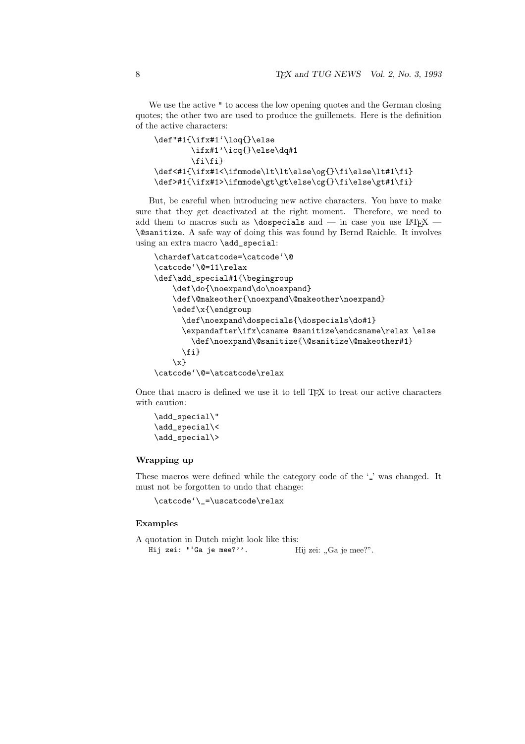We use the active `"` to access the low opening quotes and the German closing quotes; the other two are used to produce the guillemets. Here is the definition of the active characters:

```
\def"#1{\ifx#1`\loq{}\else
        \ifx#1'\icq{}\else\dq#1
        \fi\fi}
\def<#1{\ifx#1<\ifmmode\lt\lt\else\og{}\fi\else\lt#1\fi}
\def>#1{\ifx#1>\ifmmode\gt\gt\else\cg{}\fi\else\gt#1\fi}
```

But, be careful when introducing new active characters. You have to make sure that they get deactivated at the right moment. Therefore, we need to add them to macros such as `\dospecials` and — in case you use LaTeX — `\@sanitize`. A safe way of doing this was found by Bernd Raichle. It involves using an extra macro `\add_special`:

```
\chardef\atcatcode=\catcode`\@
\catcode`\@=11\relax
\def\add_special#1{\begingroup
    \def\do{\noexpand\do\noexpand}
    \def\@makeother{\noexpand\@makeother\noexpand}
    \edef\x{\endgroup
      \def\noexpand\dospecials{\dospecials\do#1}
      \expandafter\ifx\csname @sanitize\endcsname\relax \else
        \def\noexpand\@sanitize{\@sanitize\@makeother#1}
      \fi}
    \x}
\catcode`\@=\atcatcode\relax
```

Once that macro is defined we use it to tell TeX to treat our active characters with caution:

```
\add_special\"
\add_special\<
\add_special\>
```

### Wrapping up

These macros were defined while the category code of the '_' was changed. It must not be forgotten to undo that change:

```
\catcode`\_=\uscatcode\relax
```

### Examples

A quotation in Dutch might look like this:

`Hij zei: "`Ga je mee?''.` Hij zei: „Ga je mee?”.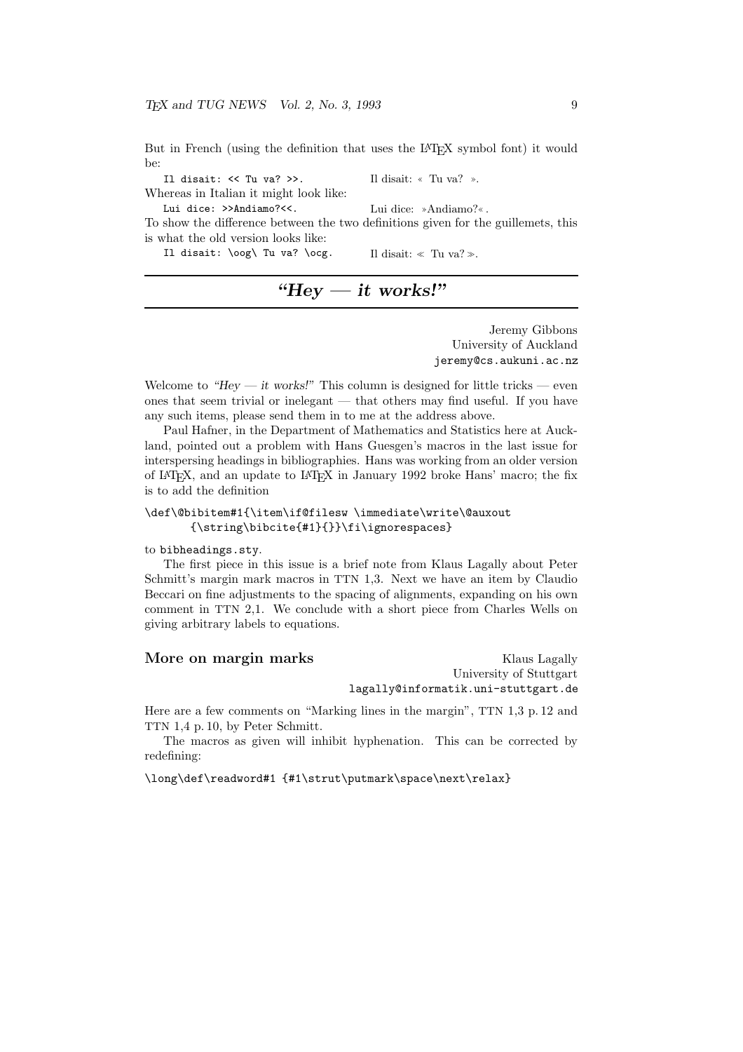But in French (using the definition that uses the LaTeX symbol font) it would be:

`Il disait: << Tu va? >>.` Il disait: « Tu va? ».

Whereas in Italian it might look like:

`Lui dice: >>Andiamo?<<.` Lui dice: »Andiamo?«.

To show the difference between the two definitions given for the guillemets, this is what the old version looks like:

`Il disait: \oog\ Tu va? \ocg.` Il disait: ≪ Tu va? ≫.

## *"Hey — it works!"*

Jeremy Gibbons
University of Auckland
jeremy@cs.aukuni.ac.nz

Welcome to *"Hey — it works!"* This column is designed for little tricks — even ones that seem trivial or inelegant — that others may find useful. If you have any such items, please send them in to me at the address above.

Paul Hafner, in the Department of Mathematics and Statistics here at Auckland, pointed out a problem with Hans Guesgen's macros in the last issue for interspersing headings in bibliographies. Hans was working from an older version of LaTeX, and an update to LaTeX in January 1992 broke Hans' macro; the fix is to add the definition

```
\def\@bibitem#1{\item\if@filesw \immediate\write\@auxout
      {\string\bibcite{#1}{}}\fi\ignorespaces}
```

to `bibheadings.sty`.

The first piece in this issue is a brief note from Klaus Lagally about Peter Schmitt's margin mark macros in TTN 1,3. Next we have an item by Claudio Beccari on fine adjustments to the spacing of alignments, expanding on his own comment in TTN 2,1. We conclude with a short piece from Charles Wells on giving arbitrary labels to equations.

### More on margin marks

Klaus Lagally
University of Stuttgart
lagally@informatik.uni-stuttgart.de

Here are a few comments on "Marking lines in the margin", TTN 1,3 p. 12 and TTN 1,4 p. 10, by Peter Schmitt.

The macros as given will inhibit hyphenation. This can be corrected by redefining:

```
\long\def\readword#1 {#1\strut\putmark\space\next\relax}
```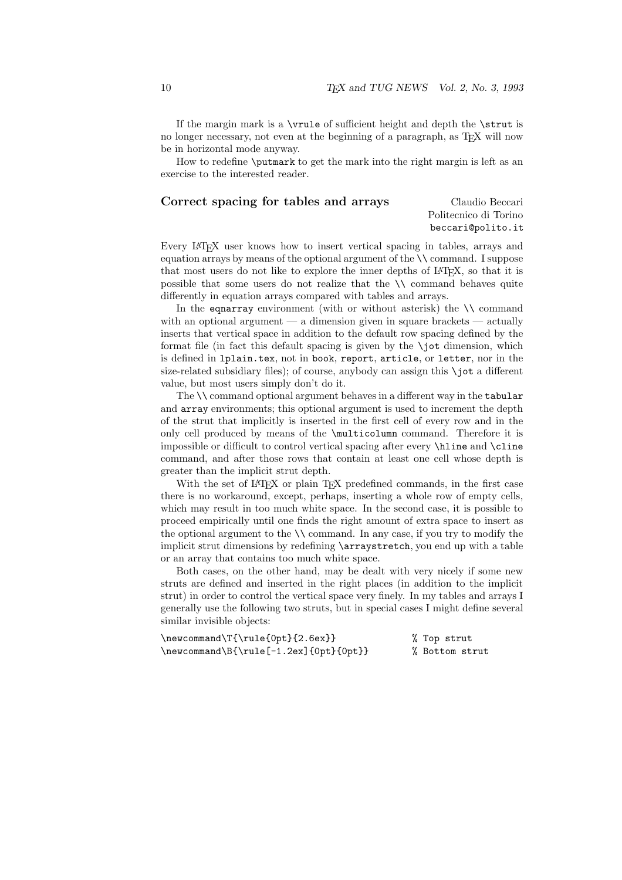If the margin mark is a `\vrule` of sufficient height and depth the `\strut` is no longer necessary, not even at the beginning of a paragraph, as TeX will now be in horizontal mode anyway.

How to redefine `\putmark` to get the mark into the right margin is left as an exercise to the interested reader.

## Correct spacing for tables and arrays

Claudio Beccari
Politecnico di Torino
`beccari@polito.it`

Every LaTeX user knows how to insert vertical spacing in tables, arrays and equation arrays by means of the optional argument of the `\\` command. I suppose that most users do not like to explore the inner depths of LaTeX, so that it is possible that some users do not realize that the `\\` command behaves quite differently in equation arrays compared with tables and arrays.

In the `eqnarray` environment (with or without asterisk) the `\\` command with an optional argument — a dimension given in square brackets — actually inserts that vertical space in addition to the default row spacing defined by the format file (in fact this default spacing is given by the `\jot` dimension, which is defined in `lplain.tex`, not in `book`, `report`, `article`, or `letter`, nor in the size-related subsidiary files); of course, anybody can assign this `\jot` a different value, but most users simply don't do it.

The `\\` command optional argument behaves in a different way in the `tabular` and `array` environments; this optional argument is used to increment the depth of the strut that implicitly is inserted in the first cell of every row and in the only cell produced by means of the `\multicolumn` command. Therefore it is impossible or difficult to control vertical spacing after every `\hline` and `\cline` command, and after those rows that contain at least one cell whose depth is greater than the implicit strut depth.

With the set of LaTeX or plain TeX predefined commands, in the first case there is no workaround, except, perhaps, inserting a whole row of empty cells, which may result in too much white space. In the second case, it is possible to proceed empirically until one finds the right amount of extra space to insert as the optional argument to the `\\` command. In any case, if you try to modify the implicit strut dimensions by redefining `\arraystretch`, you end up with a table or an array that contains too much white space.

Both cases, on the other hand, may be dealt with very nicely if some new struts are defined and inserted in the right places (in addition to the implicit strut) in order to control the vertical space very finely. In my tables and arrays I generally use the following two struts, but in special cases I might define several similar invisible objects:

```
\newcommand\T{\rule{0pt}{2.6ex}}               % Top strut
\newcommand\B{\rule[-1.2ex]{0pt}{0pt}}         % Bottom strut
```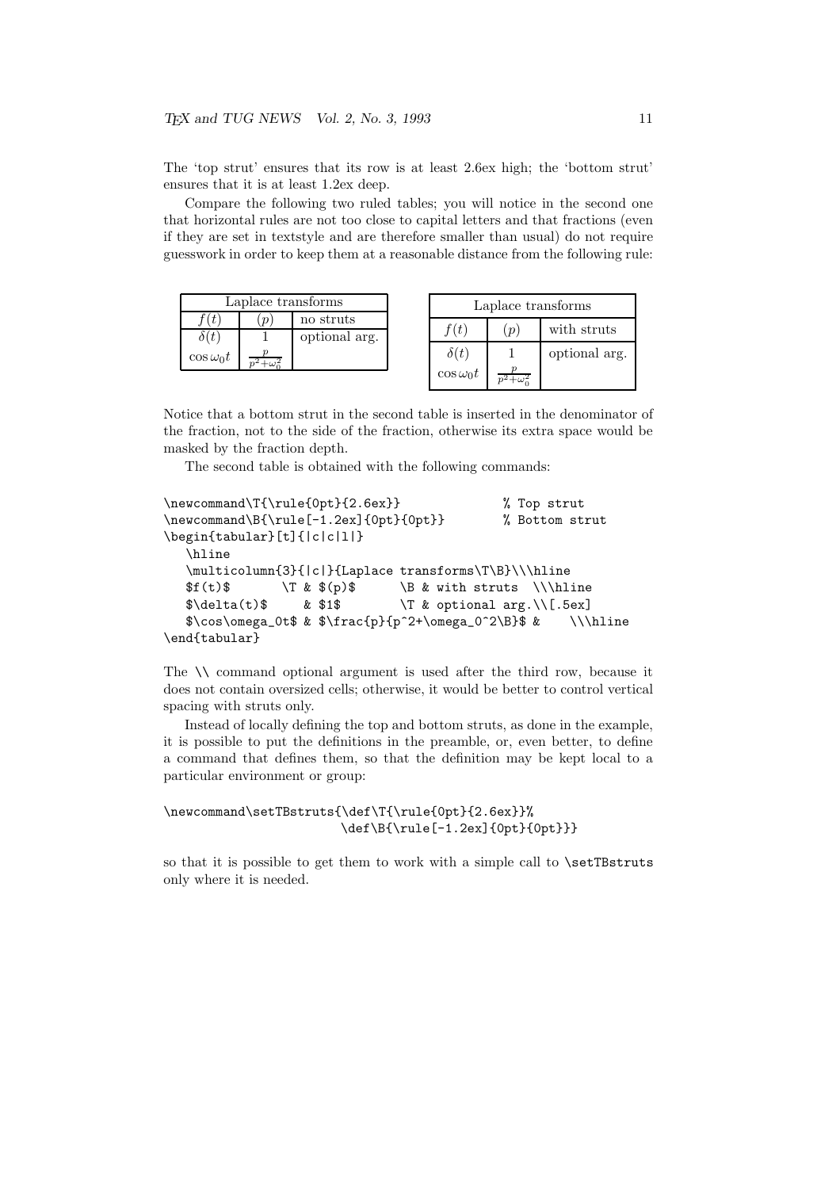The 'top strut' ensures that its row is at least 2.6ex high; the 'bottom strut' ensures that it is at least 1.2ex deep.

Compare the following two ruled tables; you will notice in the second one that horizontal rules are not too close to capital letters and that fractions (even if they are set in textstyle and are therefore smaller than usual) do not require guesswork in order to keep them at a reasonable distance from the following rule:

| Laplace transforms | | |
|---|---|---|
| $f(t)$ | $(p)$ | no struts |
| $\delta(t)$ | 1 | optional arg. |
| $\cos\omega_0 t$ | $\frac{p}{p^2+\omega_0^2}$ | |

| Laplace transforms | | |
|---|---|---|
| $f(t)$ | $(p)$ | with struts |
| $\delta(t)$ | 1 | optional arg. |
| $\cos\omega_0 t$ | $\frac{p}{p^2+\omega_0^2}$ | |

Notice that a bottom strut in the second table is inserted in the denominator of the fraction, not to the side of the fraction, otherwise its extra space would be masked by the fraction depth.

The second table is obtained with the following commands:

```
\newcommand\T{\rule{0pt}{2.6ex}}              % Top strut
\newcommand\B{\rule[-1.2ex]{0pt}{0pt}}        % Bottom strut
\begin{tabular}[t]{|c|c|l|}
   \hline
   \multicolumn{3}{|c|}{Laplace transforms\T\B}\\\hline
   $f(t)$       \T & $(p)$      \B & with struts  \\\hline
   $\delta(t)$     & $1$        \T & optional arg.\\[.5ex]
   $\cos\omega_0t$ & $\frac{p}{p^2+\omega_0^2\B}$ &    \\\hline
\end{tabular}
```

The `\\` command optional argument is used after the third row, because it does not contain oversized cells; otherwise, it would be better to control vertical spacing with struts only.

Instead of locally defining the top and bottom struts, as done in the example, it is possible to put the definitions in the preamble, or, even better, to define a command that defines them, so that the definition may be kept local to a particular environment or group:

```
\newcommand\setTBstruts{\def\T{\rule{0pt}{2.6ex}}%
                        \def\B{\rule[-1.2ex]{0pt}{0pt}}}
```

so that it is possible to get them to work with a simple call to `\setTBstruts` only where it is needed.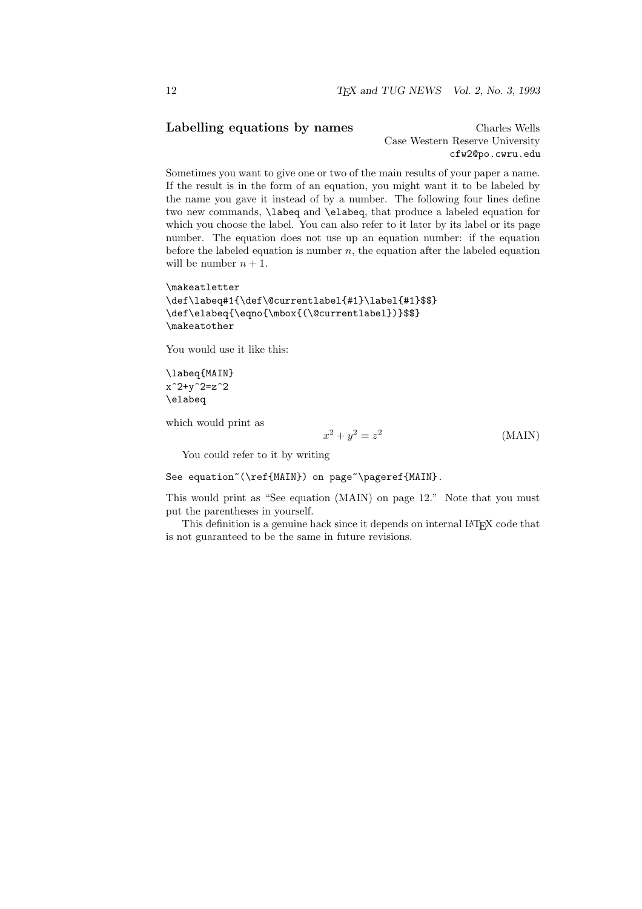## Labelling equations by names

Charles Wells
Case Western Reserve University
`cfw2@po.cwru.edu`

Sometimes you want to give one or two of the main results of your paper a name. If the result is in the form of an equation, you might want it to be labeled by the name you gave it instead of by a number. The following four lines define two new commands, `\labeq` and `\elabeq`, that produce a labeled equation for which you choose the label. You can also refer to it later by its label or its page number. The equation does not use up an equation number: if the equation before the labeled equation is number $n$, the equation after the labeled equation will be number $n+1$.

```
\makeatletter
\def\labeq#1{\def\@currentlabel{#1}\label{#1}$$}
\def\elabeq{\eqno{\mbox{(\@currentlabel})}$$}
\makeatother
```

You would use it like this:

```
\labeq{MAIN}
x^2+y^2=z^2
\elabeq
```

which would print as

$$x^2 + y^2 = z^2 \qquad \text{(MAIN)}$$

You could refer to it by writing

```
See equation~(\ref{MAIN}) on page~\pageref{MAIN}.
```

This would print as "See equation (MAIN) on page 12." Note that you must put the parentheses in yourself.

This definition is a genuine hack since it depends on internal LaTeX code that is not guaranteed to be the same in future revisions.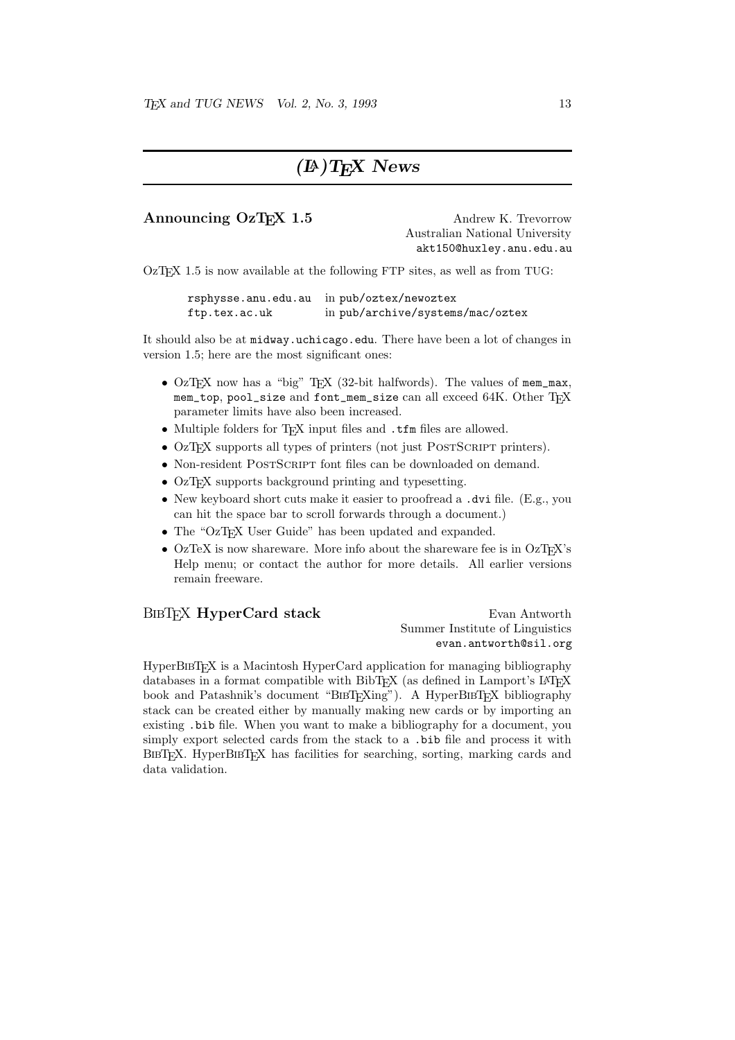# (LA)TEX News

## Announcing OzTEX 1.5

Andrew K. Trevorrow
Australian National University
akt150@huxley.anu.edu.au

OzTEX 1.5 is now available at the following FTP sites, as well as from TUG:

| | |
|---|---|
| rsphysse.anu.edu.au | in pub/oztex/newoztex |
| ftp.tex.ac.uk | in pub/archive/systems/mac/oztex |

It should also be at midway.uchicago.edu. There have been a lot of changes in version 1.5; here are the most significant ones:

- OzTEX now has a "big" TEX (32-bit halfwords). The values of mem_max, mem_top, pool_size and font_mem_size can all exceed 64K. Other TEX parameter limits have also been increased.
- Multiple folders for TEX input files and .tfm files are allowed.
- OzTEX supports all types of printers (not just PostScript printers).
- Non-resident PostScript font files can be downloaded on demand.
- OzTEX supports background printing and typesetting.
- New keyboard short cuts make it easier to proofread a .dvi file. (E.g., you can hit the space bar to scroll forwards through a document.)
- The "OzTEX User Guide" has been updated and expanded.
- OzTeX is now shareware. More info about the shareware fee is in OzTEX's Help menu; or contact the author for more details. All earlier versions remain freeware.

## BibTEX HyperCard stack

Evan Antworth
Summer Institute of Linguistics
evan.antworth@sil.org

HyperBibTEX is a Macintosh HyperCard application for managing bibliography databases in a format compatible with BibTEX (as defined in Lamport's LATEX book and Patashnik's document "BibTEXing"). A HyperBibTEX bibliography stack can be created either by manually making new cards or by importing an existing .bib file. When you want to make a bibliography for a document, you simply export selected cards from the stack to a .bib file and process it with BibTEX. HyperBibTEX has facilities for searching, sorting, marking cards and data validation.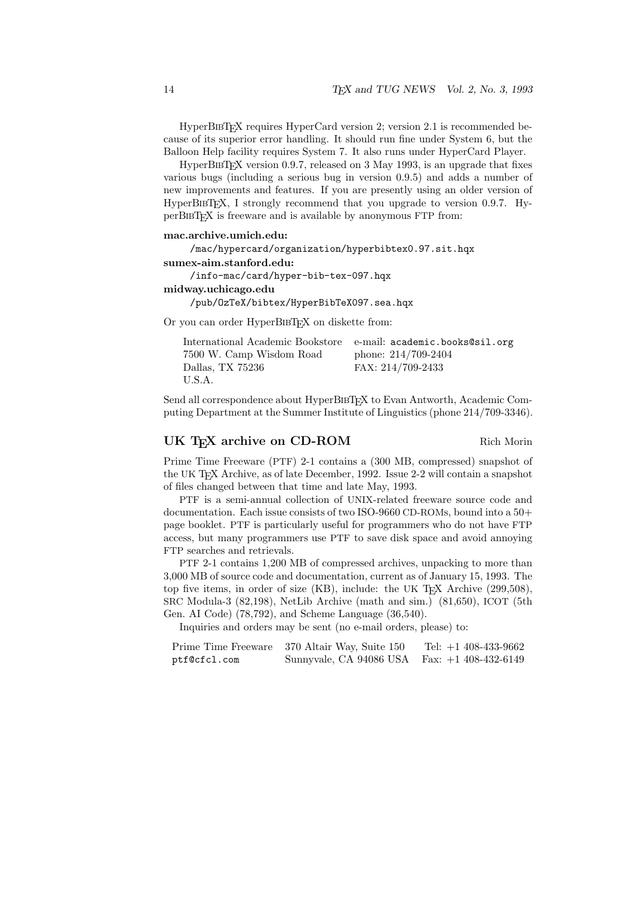HyperBibTeX requires HyperCard version 2; version 2.1 is recommended because of its superior error handling. It should run fine under System 6, but the Balloon Help facility requires System 7. It also runs under HyperCard Player.

HyperBibTeX version 0.9.7, released on 3 May 1993, is an upgrade that fixes various bugs (including a serious bug in version 0.9.5) and adds a number of new improvements and features. If you are presently using an older version of HyperBibTeX, I strongly recommend that you upgrade to version 0.9.7. HyperBibTeX is freeware and is available by anonymous FTP from:

**mac.archive.umich.edu:**

`/mac/hypercard/organization/hyperbibtex0.97.sit.hqx`

**sumex-aim.stanford.edu:**

`/info-mac/card/hyper-bib-tex-097.hqx`

**midway.uchicago.edu**

`/pub/OzTeX/bibtex/HyperBibTeX097.sea.hqx`

Or you can order HyperBibTeX on diskette from:

| | |
|---|---|
| International Academic Bookstore | e-mail: `academic.books@sil.org` |
| 7500 W. Camp Wisdom Road | phone: 214/709-2404 |
| Dallas, TX 75236 | FAX: 214/709-2433 |
| U.S.A. | |

Send all correspondence about HyperBibTeX to Evan Antworth, Academic Computing Department at the Summer Institute of Linguistics (phone 214/709-3346).

## UK TeX archive on CD-ROM

Rich Morin

Prime Time Freeware (PTF) 2-1 contains a (300 MB, compressed) snapshot of the UK TeX Archive, as of late December, 1992. Issue 2-2 will contain a snapshot of files changed between that time and late May, 1993.

PTF is a semi-annual collection of UNIX-related freeware source code and documentation. Each issue consists of two ISO-9660 CD-ROMs, bound into a 50+ page booklet. PTF is particularly useful for programmers who do not have FTP access, but many programmers use PTF to save disk space and avoid annoying FTP searches and retrievals.

PTF 2-1 contains 1,200 MB of compressed archives, unpacking to more than 3,000 MB of source code and documentation, current as of January 15, 1993. The top five items, in order of size (KB), include: the UK TeX Archive (299,508), SRC Modula-3 (82,198), NetLib Archive (math and sim.) (81,650), ICOT (5th Gen. AI Code) (78,792), and Scheme Language (36,540).

Inquiries and orders may be sent (no e-mail orders, please) to:

| | | |
|---|---|---|
| Prime Time Freeware | 370 Altair Way, Suite 150 | Tel: +1 408-433-9662 |
| `ptf@cfcl.com` | Sunnyvale, CA 94086 USA | Fax: +1 408-432-6149 |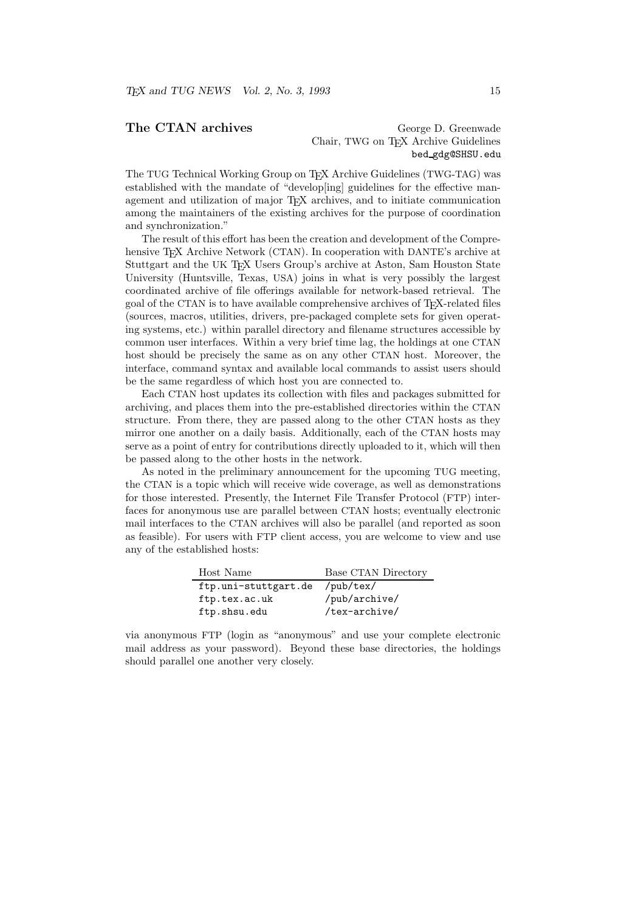## The CTAN archives

George D. Greenwade
Chair, TWG on TeX Archive Guidelines
`bed_gdg@SHSU.edu`

The TUG Technical Working Group on TeX Archive Guidelines (TWG-TAG) was established with the mandate of "develop[ing] guidelines for the effective management and utilization of major TeX archives, and to initiate communication among the maintainers of the existing archives for the purpose of coordination and synchronization."

The result of this effort has been the creation and development of the Comprehensive TeX Archive Network (CTAN). In cooperation with DANTE's archive at Stuttgart and the UK TeX Users Group's archive at Aston, Sam Houston State University (Huntsville, Texas, USA) joins in what is very possibly the largest coordinated archive of file offerings available for network-based retrieval. The goal of the CTAN is to have available comprehensive archives of TeX-related files (sources, macros, utilities, drivers, pre-packaged complete sets for given operating systems, etc.) within parallel directory and filename structures accessible by common user interfaces. Within a very brief time lag, the holdings at one CTAN host should be precisely the same as on any other CTAN host. Moreover, the interface, command syntax and available local commands to assist users should be the same regardless of which host you are connected to.

Each CTAN host updates its collection with files and packages submitted for archiving, and places them into the pre-established directories within the CTAN structure. From there, they are passed along to the other CTAN hosts as they mirror one another on a daily basis. Additionally, each of the CTAN hosts may serve as a point of entry for contributions directly uploaded to it, which will then be passed along to the other hosts in the network.

As noted in the preliminary announcement for the upcoming TUG meeting, the CTAN is a topic which will receive wide coverage, as well as demonstrations for those interested. Presently, the Internet File Transfer Protocol (FTP) interfaces for anonymous use are parallel between CTAN hosts; eventually electronic mail interfaces to the CTAN archives will also be parallel (and reported as soon as feasible). For users with FTP client access, you are welcome to view and use any of the established hosts:

| Host Name | Base CTAN Directory |
|---|---|
| `ftp.uni-stuttgart.de` | `/pub/tex/` |
| `ftp.tex.ac.uk` | `/pub/archive/` |
| `ftp.shsu.edu` | `/tex-archive/` |

via anonymous FTP (login as "anonymous" and use your complete electronic mail address as your password). Beyond these base directories, the holdings should parallel one another very closely.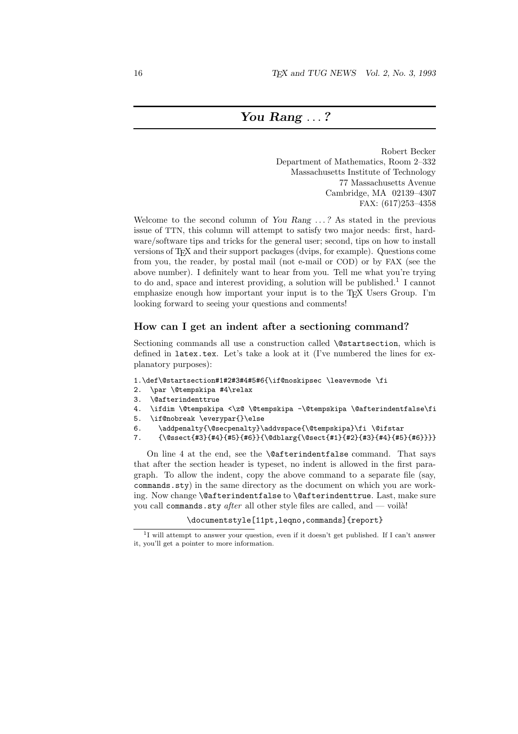# *You Rang ...?*

Robert Becker
Department of Mathematics, Room 2–332
Massachusetts Institute of Technology
77 Massachusetts Avenue
Cambridge, MA 02139–4307
FAX: (617)253–4358

Welcome to the second column of *You Rang ...?* As stated in the previous issue of TTN, this column will attempt to satisfy two major needs: first, hardware/software tips and tricks for the general user; second, tips on how to install versions of TEX and their support packages (dvips, for example). Questions come from you, the reader, by postal mail (not e-mail or COD) or by FAX (see the above number). I definitely want to hear from you. Tell me what you're trying to do and, space and interest providing, a solution will be published.[1] I cannot emphasize enough how important your input is to the TEX Users Group. I'm looking forward to seeing your questions and comments!

## How can I get an indent after a sectioning command?

Sectioning commands all use a construction called `\@startsection`, which is defined in `latex.tex`. Let's take a look at it (I've numbered the lines for explanatory purposes):

```
1.\def\@startsection#1#2#3#4#5#6{\if@noskipsec \leavevmode \fi
2.  \par \@tempskipa #4\relax
3.  \@afterindenttrue
4.  \ifdim \@tempskipa <\z@ \@tempskipa -\@tempskipa \@afterindentfalse\fi
5.  \if@nobreak \everypar{}\else
6.    \addpenalty{\@secpenalty}\addvspace{\@tempskipa}\fi \@ifstar
7.    {\@ssect{#3}{#4}{#5}{#6}}{\@dblarg{\@sect{#1}{#2}{#3}{#4}{#5}{#6}}}}
```

On line 4 at the end, see the `\@afterindentfalse` command. That says that after the section header is typeset, no indent is allowed in the first paragraph. To allow the indent, copy the above command to a separate file (say, `commands.sty`) in the same directory as the document on which you are working. Now change `\@afterindentfalse` to `\@afterindenttrue`. Last, make sure you call `commands.sty` *after* all other style files are called, and — voilà!

```
\documentstyle[11pt,leqno,commands]{report}
```

[1] I will attempt to answer your question, even if it doesn't get published. If I can't answer it, you'll get a pointer to more information.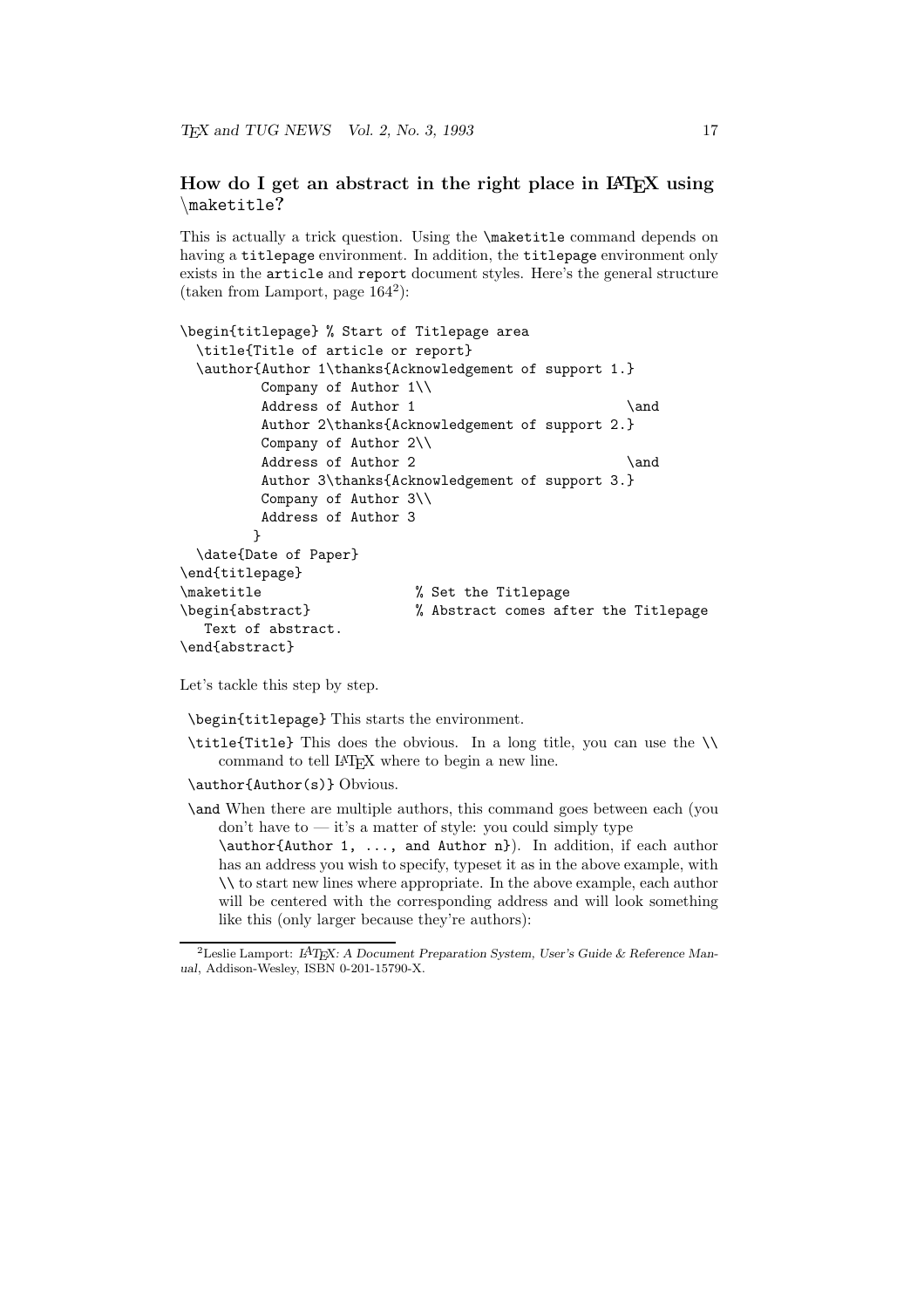## How do I get an abstract in the right place in LATEX using `\maketitle`?

This is actually a trick question. Using the `\maketitle` command depends on having a `titlepage` environment. In addition, the `titlepage` environment only exists in the `article` and `report` document styles. Here's the general structure (taken from Lamport, page 164[2]):

```
\begin{titlepage} % Start of Titlepage area
  \title{Title of article or report}
  \author{Author 1\thanks{Acknowledgement of support 1.}
          Company of Author 1\\
          Address of Author 1                          \and
          Author 2\thanks{Acknowledgement of support 2.}
          Company of Author 2\\
          Address of Author 2                          \and
          Author 3\thanks{Acknowledgement of support 3.}
          Company of Author 3\\
          Address of Author 3
         }
  \date{Date of Paper}
\end{titlepage}
\maketitle                  % Set the Titlepage
\begin{abstract}            % Abstract comes after the Titlepage
   Text of abstract.
\end{abstract}
```

Let's tackle this step by step.

`\begin{titlepage}` This starts the environment.

`\title{Title}` This does the obvious. In a long title, you can use the `\\` command to tell LATEX where to begin a new line.

`\author{Author(s)}` Obvious.

`\and` When there are multiple authors, this command goes between each (you don't have to — it's a matter of style: you could simply type `\author{Author 1, ..., and Author n}`). In addition, if each author has an address you wish to specify, typeset it as in the above example, with `\\` to start new lines where appropriate. In the above example, each author will be centered with the corresponding address and will look something like this (only larger because they're authors):

---

[2] Leslie Lamport: *LATEX: A Document Preparation System, User's Guide & Reference Manual*, Addison-Wesley, ISBN 0-201-15790-X.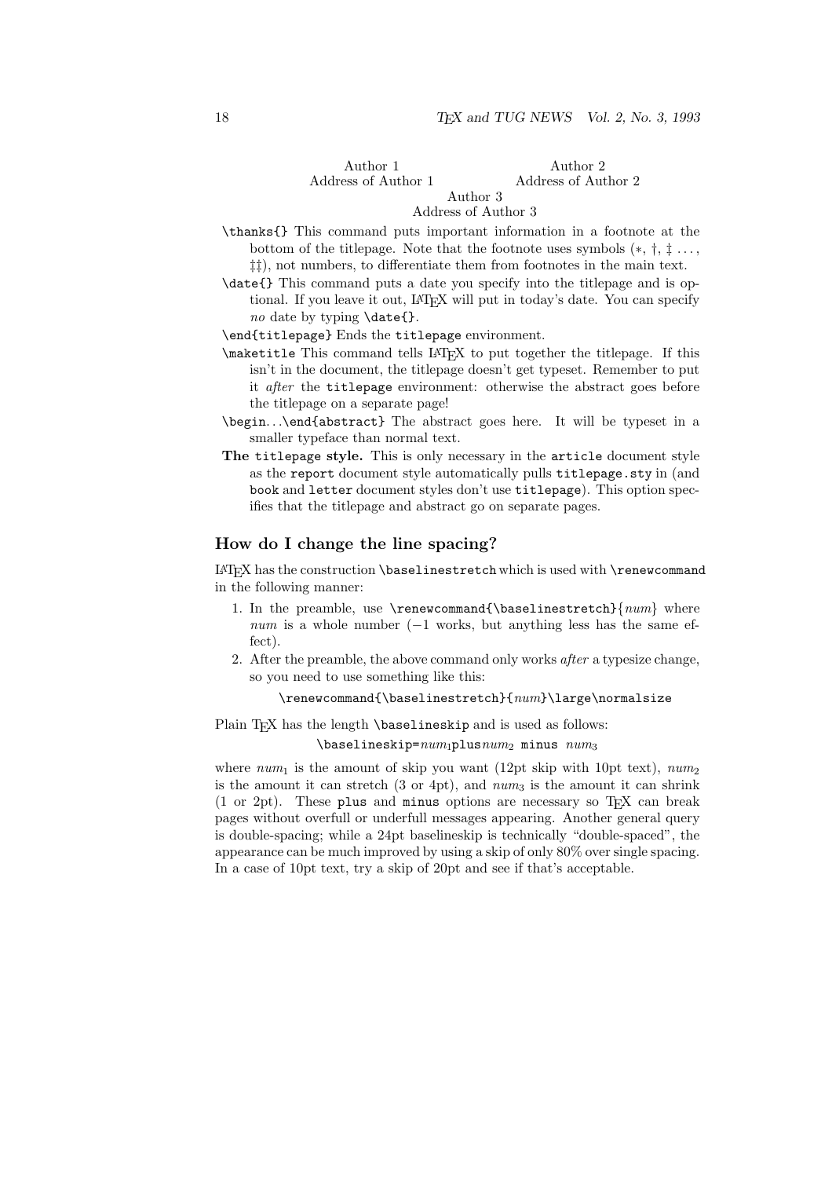Author 1
Address of Author 1

Author 2
Address of Author 2

Author 3
Address of Author 3

`\thanks{}` This command puts important information in a footnote at the bottom of the titlepage. Note that the footnote uses symbols (∗, †, ‡ ..., ‡‡), not numbers, to differentiate them from footnotes in the main text.

`\date{}` This command puts a date you specify into the titlepage and is optional. If you leave it out, LaTeX will put in today's date. You can specify *no* date by typing `\date{}`.

`\end{titlepage}` Ends the `titlepage` environment.

`\maketitle` This command tells LaTeX to put together the titlepage. If this isn't in the document, the titlepage doesn't get typeset. Remember to put it *after* the `titlepage` environment: otherwise the abstract goes before the titlepage on a separate page!

`\begin`...`\end{abstract}` The abstract goes here. It will be typeset in a smaller typeface than normal text.

**The** `titlepage` **style.** This is only necessary in the `article` document style as the `report` document style automatically pulls `titlepage.sty` in (and `book` and `letter` document styles don't use `titlepage`). This option specifies that the titlepage and abstract go on separate pages.

## How do I change the line spacing?

LaTeX has the construction `\baselinestretch` which is used with `\renewcommand` in the following manner:

1. In the preamble, use `\renewcommand{\baselinestretch}{`*num*`}` where *num* is a whole number (−1 works, but anything less has the same effect).
2. After the preamble, the above command only works *after* a typesize change, so you need to use something like this:

   `\renewcommand{\baselinestretch}{`*num*`}\large\normalsize`

Plain TeX has the length `\baselineskip` and is used as follows:

`\baselineskip=`$num_1$`plus`$num_2$ `minus` $num_3$

where $num_1$ is the amount of skip you want (12pt skip with 10pt text), $num_2$ is the amount it can stretch (3 or 4pt), and $num_3$ is the amount it can shrink (1 or 2pt). These `plus` and `minus` options are necessary so TeX can break pages without overfull or underfull messages appearing. Another general query is double-spacing; while a 24pt baselineskip is technically "double-spaced", the appearance can be much improved by using a skip of only 80% over single spacing. In a case of 10pt text, try a skip of 20pt and see if that's acceptable.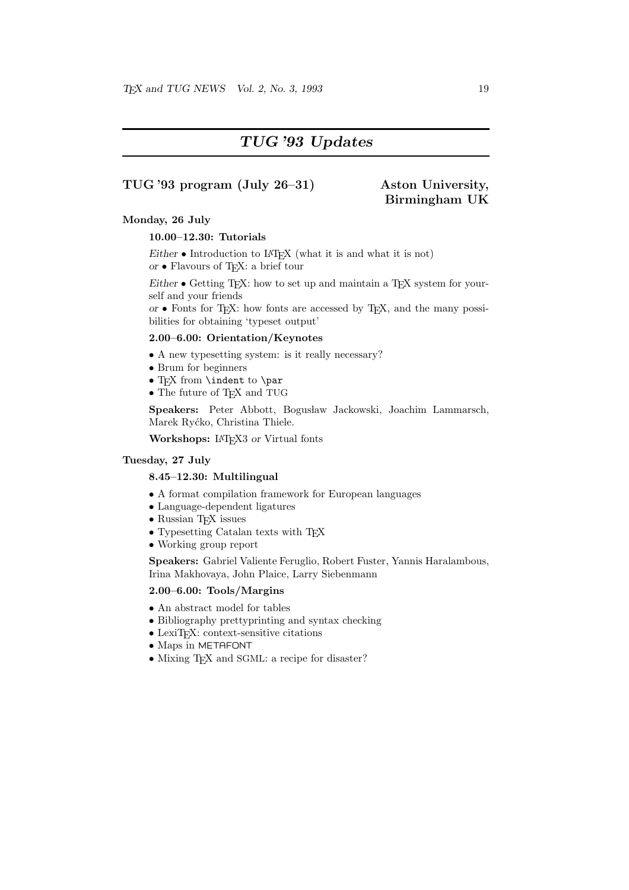# *TUG '93 Updates*

## TUG '93 program (July 26–31) — Aston University, Birmingham UK

### Monday, 26 July

#### 10.00–12.30: Tutorials

*Either* • Introduction to LaTeX (what it is and what it is not)
*or* • Flavours of TeX: a brief tour

*Either* • Getting TeX: how to set up and maintain a TeX system for yourself and your friends
*or* • Fonts for TeX: how fonts are accessed by TeX, and the many possibilities for obtaining 'typeset output'

#### 2.00–6.00: Orientation/Keynotes

- A new typesetting system: is it really necessary?
- Brum for beginners
- TeX from `\indent` to `\par`
- The future of TeX and TUG

**Speakers:** Peter Abbott, Bogusław Jackowski, Joachim Lammarsch, Marek Ryćko, Christina Thiele.

**Workshops:** LaTeX3 *or* Virtual fonts

### Tuesday, 27 July

#### 8.45–12.30: Multilingual

- A format compilation framework for European languages
- Language-dependent ligatures
- Russian TeX issues
- Typesetting Catalan texts with TeX
- Working group report

**Speakers:** Gabriel Valiente Feruglio, Robert Fuster, Yannis Haralambous, Irina Makhovaya, John Plaice, Larry Siebenmann

#### 2.00–6.00: Tools/Margins

- An abstract model for tables
- Bibliography prettyprinting and syntax checking
- LexiTeX: context-sensitive citations
- Maps in METAFONT
- Mixing TeX and SGML: a recipe for disaster?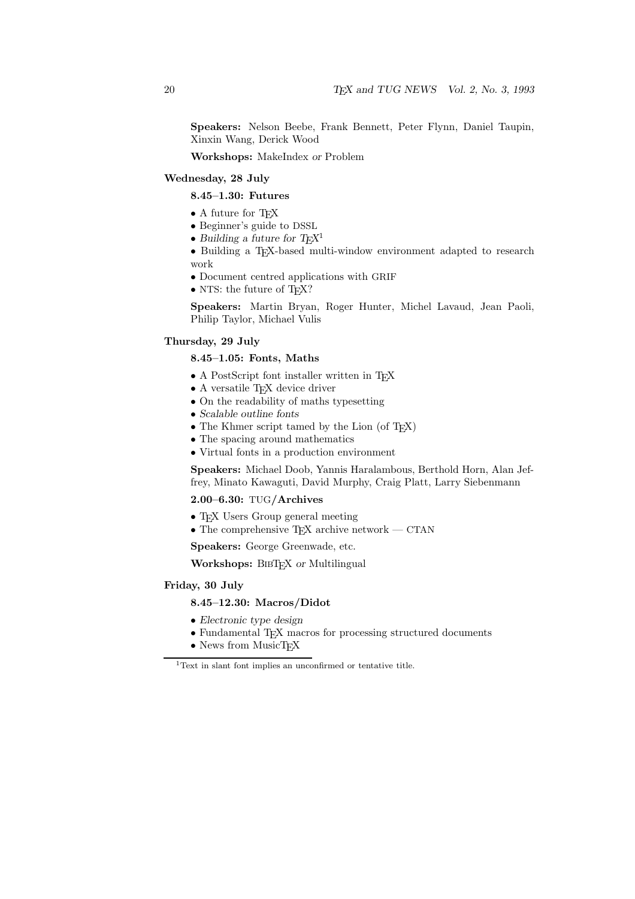**Speakers:** Nelson Beebe, Frank Bennett, Peter Flynn, Daniel Taupin, Xinxin Wang, Derick Wood

**Workshops:** MakeIndex *or* Problem

### Wednesday, 28 July

#### 8.45–1.30: Futures

- A future for TEX
- Beginner's guide to DSSL
- *Building a future for TEX*[1]
- Building a TEX-based multi-window environment adapted to research work
- Document centred applications with GRIF
- NTS: the future of TEX?

**Speakers:** Martin Bryan, Roger Hunter, Michel Lavaud, Jean Paoli, Philip Taylor, Michael Vulis

### Thursday, 29 July

#### 8.45–1.05: Fonts, Maths

- A PostScript font installer written in TEX
- A versatile TEX device driver
- On the readability of maths typesetting
- *Scalable outline fonts*
- The Khmer script tamed by the Lion (of TEX)
- The spacing around mathematics
- Virtual fonts in a production environment

**Speakers:** Michael Doob, Yannis Haralambous, Berthold Horn, Alan Jeffrey, Minato Kawaguti, David Murphy, Craig Platt, Larry Siebenmann

#### 2.00–6.30: TUG/Archives

- TEX Users Group general meeting
- The comprehensive TEX archive network — CTAN

**Speakers:** George Greenwade, etc.

**Workshops:** BIBTEX *or* Multilingual

### Friday, 30 July

#### 8.45–12.30: Macros/Didot

- *Electronic type design*
- Fundamental TEX macros for processing structured documents
- News from MusicTEX

[1] Text in slant font implies an unconfirmed or tentative title.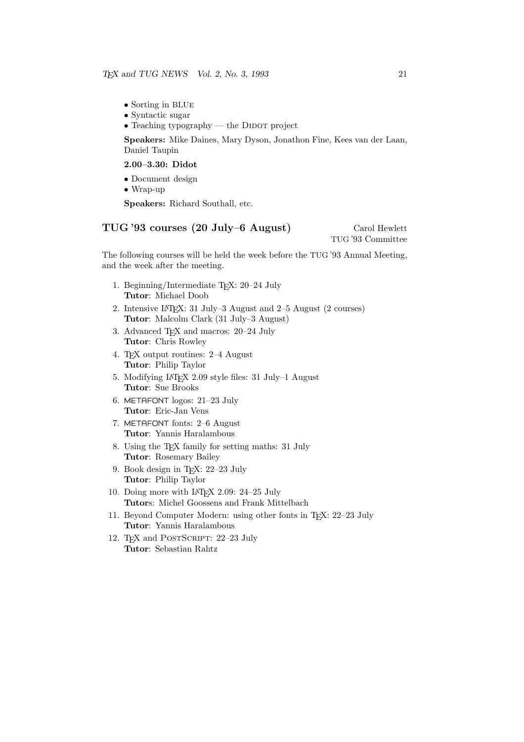- Sorting in BLUE
- Syntactic sugar
- Teaching typography — the DIDOT project

**Speakers:** Mike Daines, Mary Dyson, Jonathon Fine, Kees van der Laan, Daniel Taupin

**2.00–3.30: Didot**

- Document design
- Wrap-up

**Speakers:** Richard Southall, etc.

## TUG '93 courses (20 July–6 August)

Carol Hewlett
TUG '93 Committee

The following courses will be held the week before the TUG '93 Annual Meeting, and the week after the meeting.

1. Beginning/Intermediate TeX: 20–24 July
   **Tutor**: Michael Doob
2. Intensive LaTeX: 31 July–3 August and 2–5 August (2 courses)
   **Tutor**: Malcolm Clark (31 July–3 August)
3. Advanced TeX and macros: 20–24 July
   **Tutor**: Chris Rowley
4. TeX output routines: 2–4 August
   **Tutor**: Philip Taylor
5. Modifying LaTeX 2.09 style files: 31 July–1 August
   **Tutor**: Sue Brooks
6. METAFONT logos: 21–23 July
   **Tutor**: Eric-Jan Vens
7. METAFONT fonts: 2–6 August
   **Tutor**: Yannis Haralambous
8. Using the TeX family for setting maths: 31 July
   **Tutor**: Rosemary Bailey
9. Book design in TeX: 22–23 July
   **Tutor**: Philip Taylor
10. Doing more with LaTeX 2.09: 24–25 July
    **Tutor**s: Michel Goossens and Frank Mittelbach
11. Beyond Computer Modern: using other fonts in TeX: 22–23 July
    **Tutor**: Yannis Haralambous
12. TeX and POSTSCRIPT: 22–23 July
    **Tutor**: Sebastian Rahtz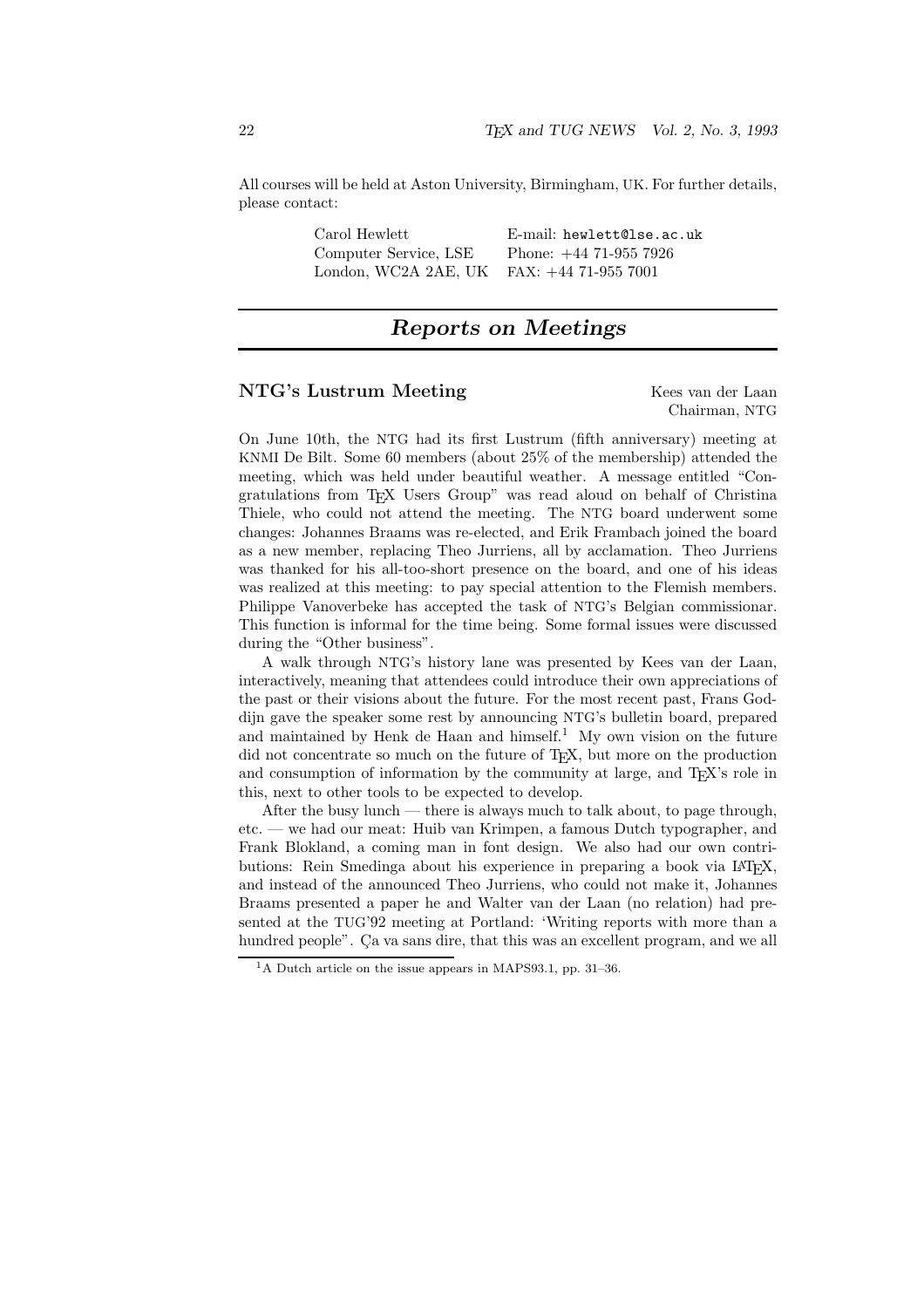All courses will be held at Aston University, Birmingham, UK. For further details, please contact:

| | |
|---|---|
| Carol Hewlett | E-mail: `hewlett@lse.ac.uk` |
| Computer Service, LSE | Phone: +44 71-955 7926 |
| London, WC2A 2AE, UK | FAX: +44 71-955 7001 |

## *Reports on Meetings*

### NTG's Lustrum Meeting

Kees van der Laan
Chairman, NTG

On June 10th, the NTG had its first Lustrum (fifth anniversary) meeting at KNMI De Bilt. Some 60 members (about 25% of the membership) attended the meeting, which was held under beautiful weather. A message entitled "Congratulations from TEX Users Group" was read aloud on behalf of Christina Thiele, who could not attend the meeting. The NTG board underwent some changes: Johannes Braams was re-elected, and Erik Frambach joined the board as a new member, replacing Theo Jurriens, all by acclamation. Theo Jurriens was thanked for his all-too-short presence on the board, and one of his ideas was realized at this meeting: to pay special attention to the Flemish members. Philippe Vanoverbeke has accepted the task of NTG's Belgian commissionar. This function is informal for the time being. Some formal issues were discussed during the "Other business".

A walk through NTG's history lane was presented by Kees van der Laan, interactively, meaning that attendees could introduce their own appreciations of the past or their visions about the future. For the most recent past, Frans Goddijn gave the speaker some rest by announcing NTG's bulletin board, prepared and maintained by Henk de Haan and himself.[1] My own vision on the future did not concentrate so much on the future of TEX, but more on the production and consumption of information by the community at large, and TEX's role in this, next to other tools to be expected to develop.

After the busy lunch — there is always much to talk about, to page through, etc. — we had our meat: Huib van Krimpen, a famous Dutch typographer, and Frank Blokland, a coming man in font design. We also had our own contributions: Rein Smedinga about his experience in preparing a book via LATEX, and instead of the announced Theo Jurriens, who could not make it, Johannes Braams presented a paper he and Walter van der Laan (no relation) had presented at the TUG'92 meeting at Portland: 'Writing reports with more than a hundred people". Ça va sans dire, that this was an excellent program, and we all

[1] A Dutch article on the issue appears in MAPS93.1, pp. 31–36.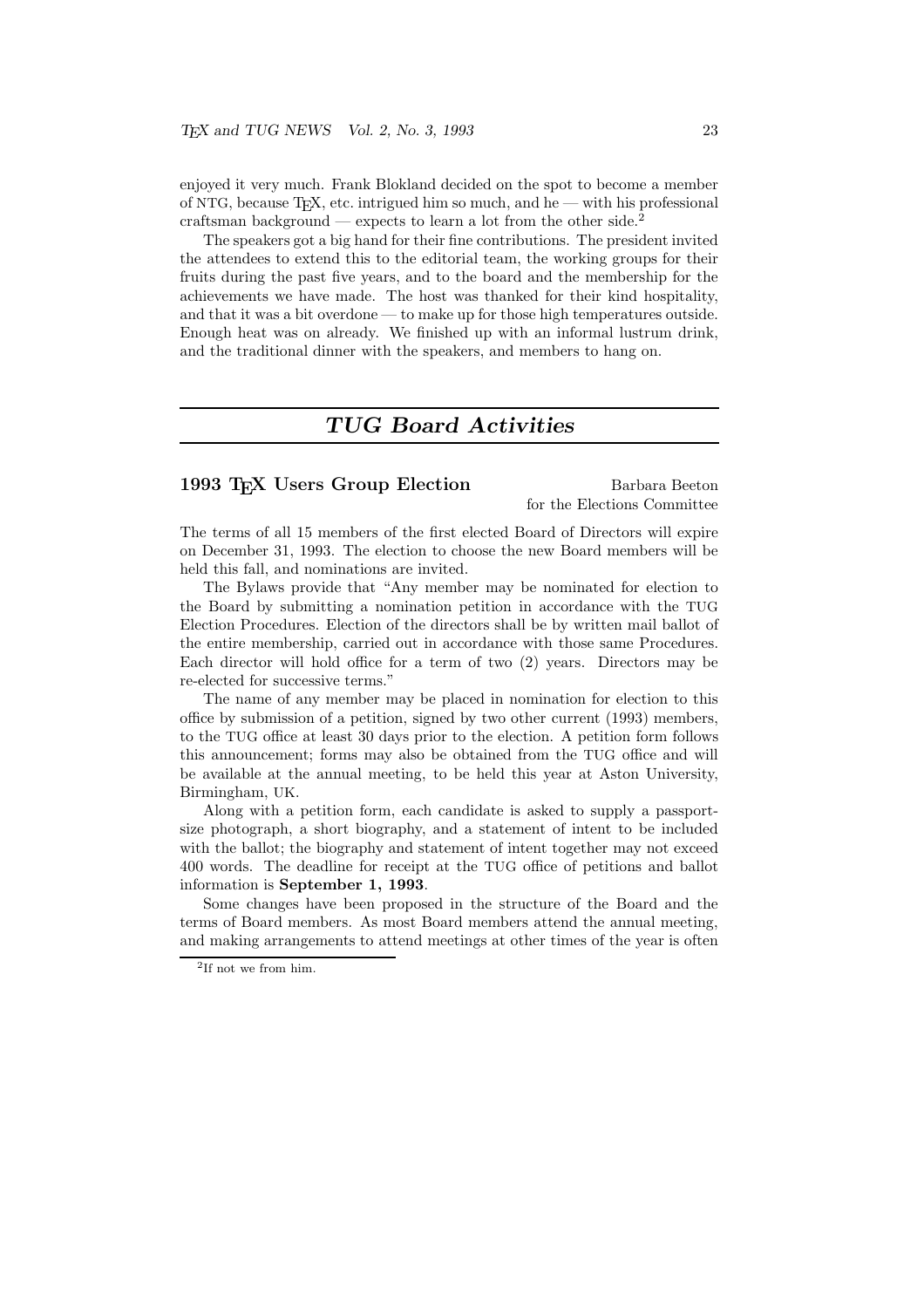enjoyed it very much. Frank Blokland decided on the spot to become a member of NTG, because TEX, etc. intrigued him so much, and he — with his professional craftsman background — expects to learn a lot from the other side.[2]

The speakers got a big hand for their fine contributions. The president invited the attendees to extend this to the editorial team, the working groups for their fruits during the past five years, and to the board and the membership for the achievements we have made. The host was thanked for their kind hospitality, and that it was a bit overdone — to make up for those high temperatures outside. Enough heat was on already. We finished up with an informal lustrum drink, and the traditional dinner with the speakers, and members to hang on.

# *TUG Board Activities*

## 1993 TEX Users Group Election

Barbara Beeton
for the Elections Committee

The terms of all 15 members of the first elected Board of Directors will expire on December 31, 1993. The election to choose the new Board members will be held this fall, and nominations are invited.

The Bylaws provide that "Any member may be nominated for election to the Board by submitting a nomination petition in accordance with the TUG Election Procedures. Election of the directors shall be by written mail ballot of the entire membership, carried out in accordance with those same Procedures. Each director will hold office for a term of two (2) years. Directors may be re-elected for successive terms."

The name of any member may be placed in nomination for election to this office by submission of a petition, signed by two other current (1993) members, to the TUG office at least 30 days prior to the election. A petition form follows this announcement; forms may also be obtained from the TUG office and will be available at the annual meeting, to be held this year at Aston University, Birmingham, UK.

Along with a petition form, each candidate is asked to supply a passport-size photograph, a short biography, and a statement of intent to be included with the ballot; the biography and statement of intent together may not exceed 400 words. The deadline for receipt at the TUG office of petitions and ballot information is **September 1, 1993**.

Some changes have been proposed in the structure of the Board and the terms of Board members. As most Board members attend the annual meeting, and making arrangements to attend meetings at other times of the year is often

[2] If not we from him.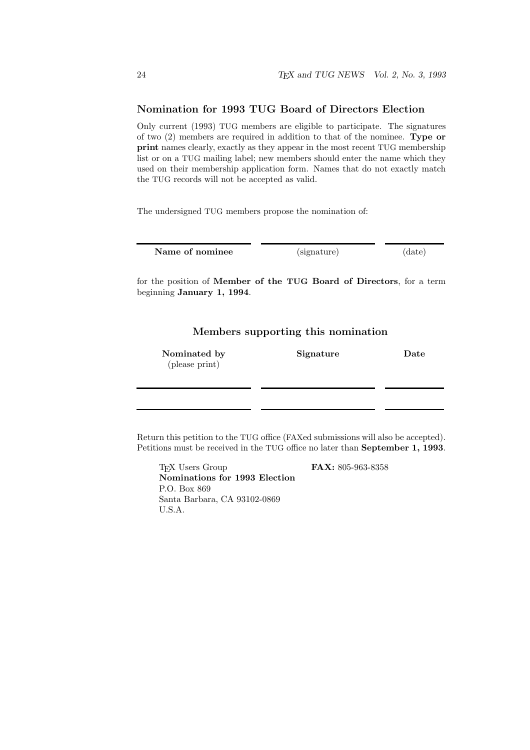## Nomination for 1993 TUG Board of Directors Election

Only current (1993) TUG members are eligible to participate. The signatures of two (2) members are required in addition to that of the nominee. **Type or print** names clearly, exactly as they appear in the most recent TUG membership list or on a TUG mailing label; new members should enter the name which they used on their membership application form. Names that do not exactly match the TUG records will not be accepted as valid.

The undersigned TUG members propose the nomination of:

| **Name of nominee** | (signature) | (date) |
|---|---|---|
| | | |

for the position of **Member of the TUG Board of Directors**, for a term beginning **January 1, 1994**.

### Members supporting this nomination

| **Nominated by** (please print) | **Signature** | **Date** |
|---|---|---|
| | | |
| | | |

Return this petition to the TUG office (FAXed submissions will also be accepted). Petitions must be received in the TUG office no later than **September 1, 1993**.

TEX Users Group
**Nominations for 1993 Election**
P.O. Box 869
Santa Barbara, CA 93102-0869
U.S.A.

**FAX:** 805-963-8358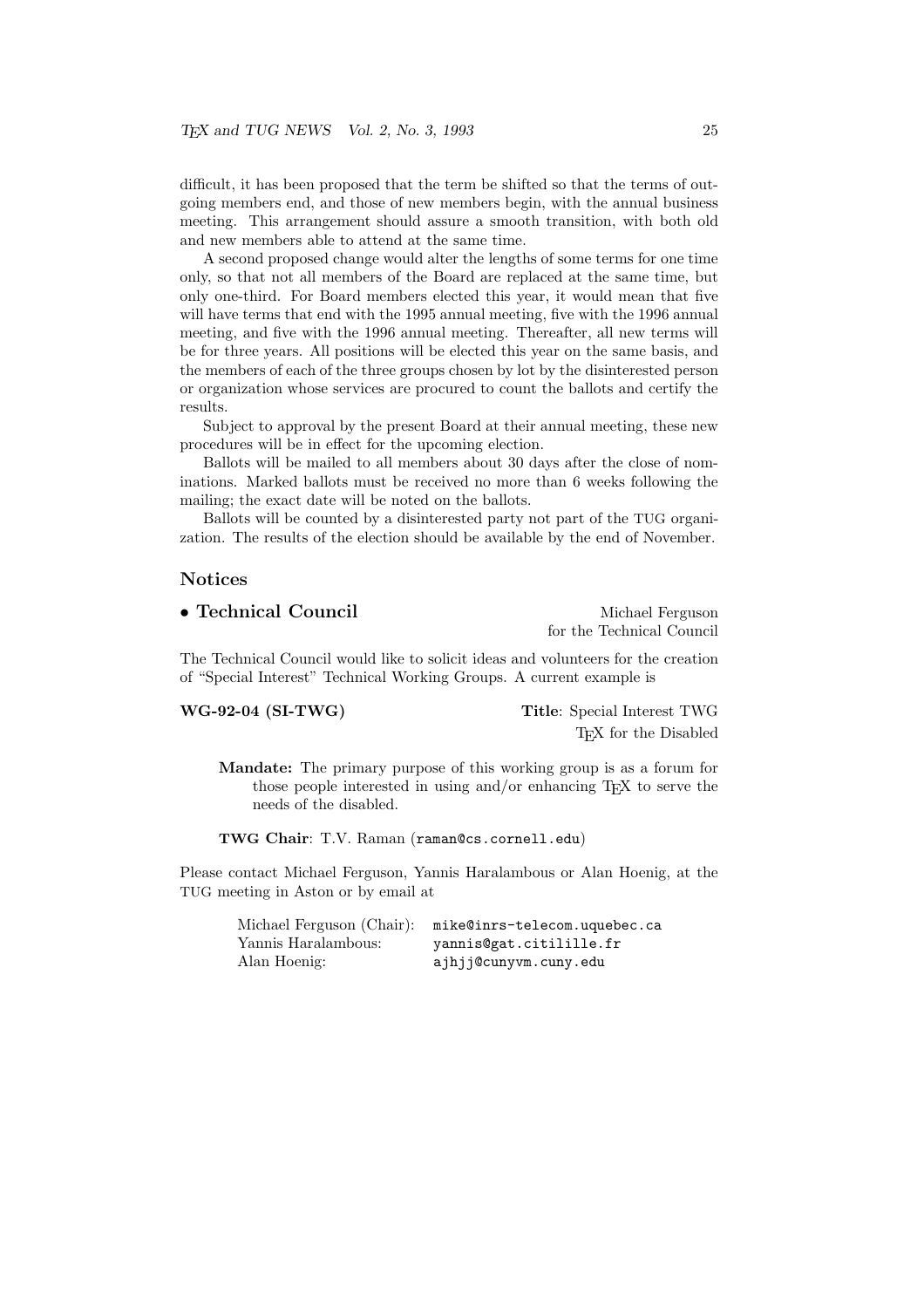difficult, it has been proposed that the term be shifted so that the terms of outgoing members end, and those of new members begin, with the annual business meeting. This arrangement should assure a smooth transition, with both old and new members able to attend at the same time.

A second proposed change would alter the lengths of some terms for one time only, so that not all members of the Board are replaced at the same time, but only one-third. For Board members elected this year, it would mean that five will have terms that end with the 1995 annual meeting, five with the 1996 annual meeting, and five with the 1996 annual meeting. Thereafter, all new terms will be for three years. All positions will be elected this year on the same basis, and the members of each of the three groups chosen by lot by the disinterested person or organization whose services are procured to count the ballots and certify the results.

Subject to approval by the present Board at their annual meeting, these new procedures will be in effect for the upcoming election.

Ballots will be mailed to all members about 30 days after the close of nominations. Marked ballots must be received no more than 6 weeks following the mailing; the exact date will be noted on the ballots.

Ballots will be counted by a disinterested party not part of the TUG organization. The results of the election should be available by the end of November.

## Notices

### • Technical Council

Michael Ferguson
for the Technical Council

The Technical Council would like to solicit ideas and volunteers for the creation of "Special Interest" Technical Working Groups. A current example is

**WG-92-04 (SI-TWG)** — **Title**: Special Interest TWG
TeX for the Disabled

> **Mandate:** The primary purpose of this working group is as a forum for those people interested in using and/or enhancing TeX to serve the needs of the disabled.
>
> **TWG Chair**: T.V. Raman (`raman@cs.cornell.edu`)

Please contact Michael Ferguson, Yannis Haralambous or Alan Hoenig, at the TUG meeting in Aston or by email at

| | |
|---|---|
| Michael Ferguson (Chair): | `mike@inrs-telecom.uquebec.ca` |
| Yannis Haralambous: | `yannis@gat.citilille.fr` |
| Alan Hoenig: | `ajhjj@cunyvm.cuny.edu` |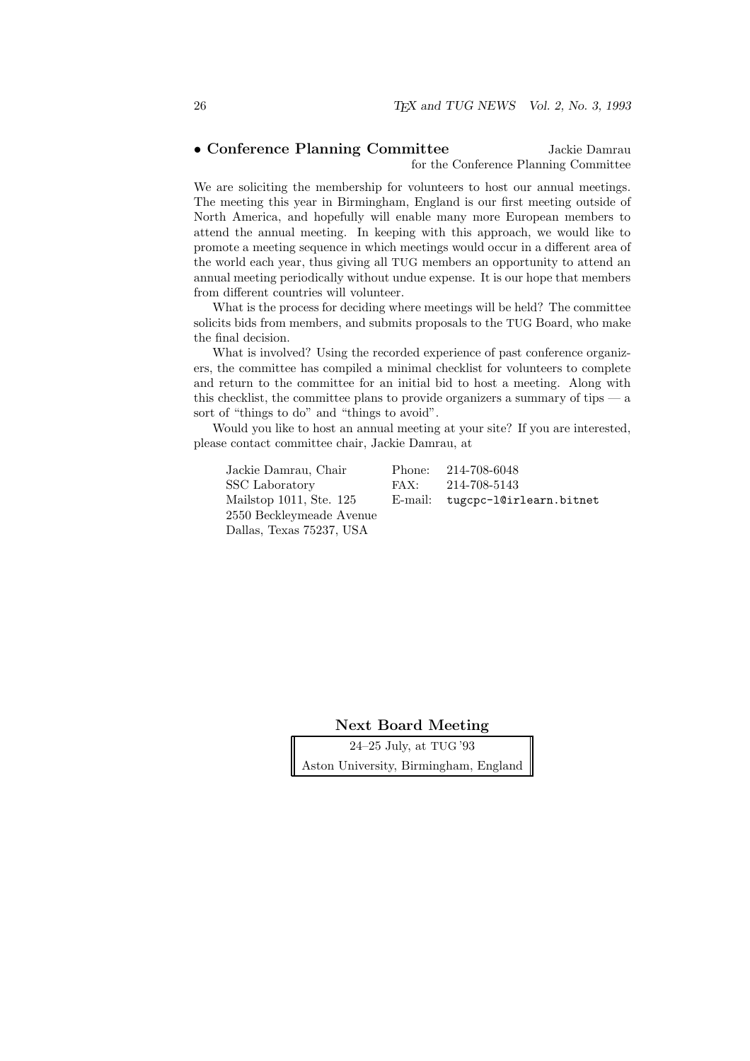## • Conference Planning Committee

Jackie Damrau
for the Conference Planning Committee

We are soliciting the membership for volunteers to host our annual meetings. The meeting this year in Birmingham, England is our first meeting outside of North America, and hopefully will enable many more European members to attend the annual meeting. In keeping with this approach, we would like to promote a meeting sequence in which meetings would occur in a different area of the world each year, thus giving all TUG members an opportunity to attend an annual meeting periodically without undue expense. It is our hope that members from different countries will volunteer.

What is the process for deciding where meetings will be held? The committee solicits bids from members, and submits proposals to the TUG Board, who make the final decision.

What is involved? Using the recorded experience of past conference organizers, the committee has compiled a minimal checklist for volunteers to complete and return to the committee for an initial bid to host a meeting. Along with this checklist, the committee plans to provide organizers a summary of tips — a sort of "things to do" and "things to avoid".

Would you like to host an annual meeting at your site? If you are interested, please contact committee chair, Jackie Damrau, at

| | | |
|---|---|---|
| Jackie Damrau, Chair | Phone: | 214-708-6048 |
| SSC Laboratory | FAX: | 214-708-5143 |
| Mailstop 1011, Ste. 125 | E-mail: | `tugcpc-l@irlearn.bitnet` |
| 2550 Beckleymeade Avenue | | |
| Dallas, Texas 75237, USA | | |

**Next Board Meeting**

24–25 July, at TUG '93
Aston University, Birmingham, England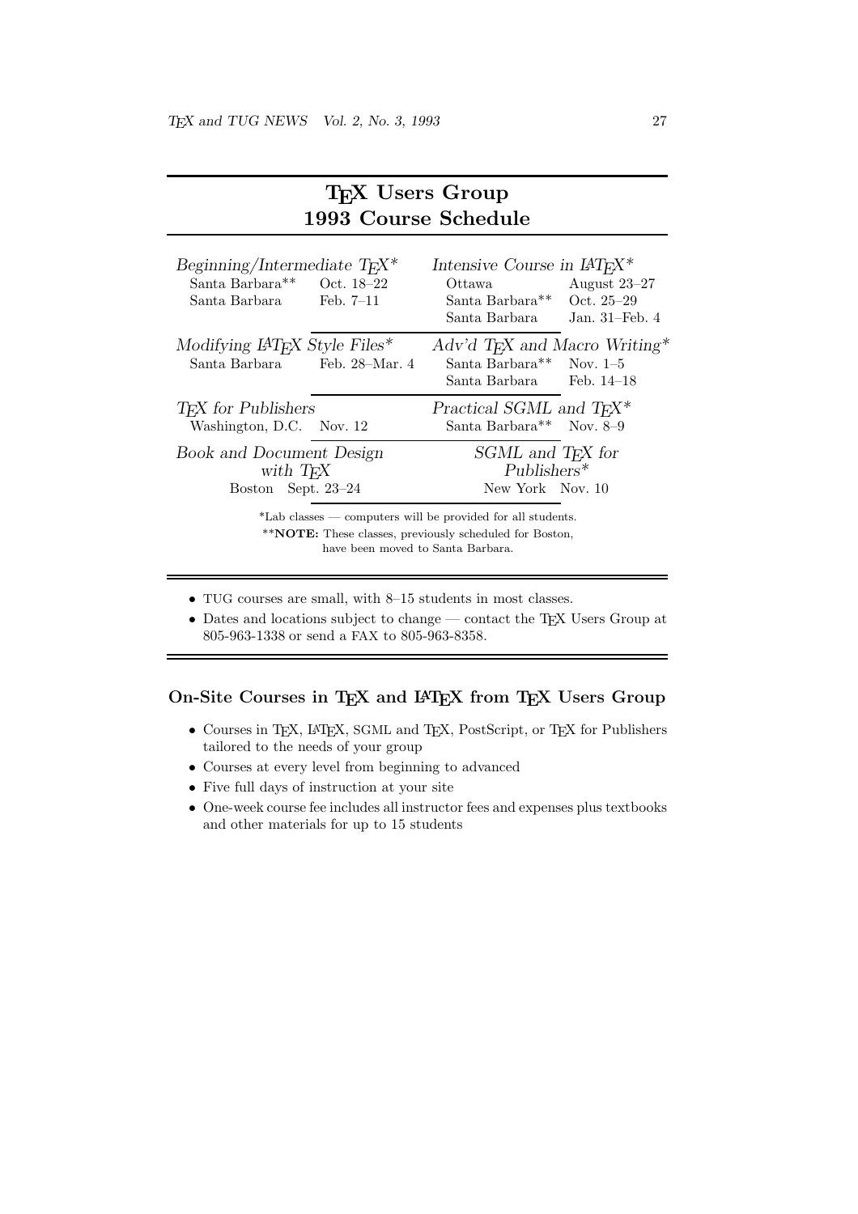# TEX Users Group 1993 Course Schedule

*Beginning/Intermediate TEX\**

| | |
|---|---|
| Santa Barbara\*\* | Oct. 18–22 |
| Santa Barbara | Feb. 7–11 |

*Intensive Course in LATEX\**

| | |
|---|---|
| Ottawa | August 23–27 |
| Santa Barbara\*\* | Oct. 25–29 |
| Santa Barbara | Jan. 31–Feb. 4 |

*Modifying LATEX Style Files\**

| | |
|---|---|
| Santa Barbara | Feb. 28–Mar. 4 |

*Adv'd TEX and Macro Writing\**

| | |
|---|---|
| Santa Barbara\*\* | Nov. 1–5 |
| Santa Barbara | Feb. 14–18 |

*TEX for Publishers*

| | |
|---|---|
| Washington, D.C. | Nov. 12 |

*Practical SGML and TEX\**

| | |
|---|---|
| Santa Barbara\*\* | Nov. 8–9 |

*Book and Document Design with TEX*

| | |
|---|---|
| Boston | Sept. 23–24 |

*SGML and TEX for Publishers\**

| | |
|---|---|
| New York | Nov. 10 |

\*Lab classes — computers will be provided for all students.

\*\***NOTE:** These classes, previously scheduled for Boston, have been moved to Santa Barbara.

- TUG courses are small, with 8–15 students in most classes.
- Dates and locations subject to change — contact the TEX Users Group at 805-963-1338 or send a FAX to 805-963-8358.

## On-Site Courses in TEX and LATEX from TEX Users Group

- Courses in TEX, LATEX, SGML and TEX, PostScript, or TEX for Publishers tailored to the needs of your group
- Courses at every level from beginning to advanced
- Five full days of instruction at your site
- One-week course fee includes all instructor fees and expenses plus textbooks and other materials for up to 15 students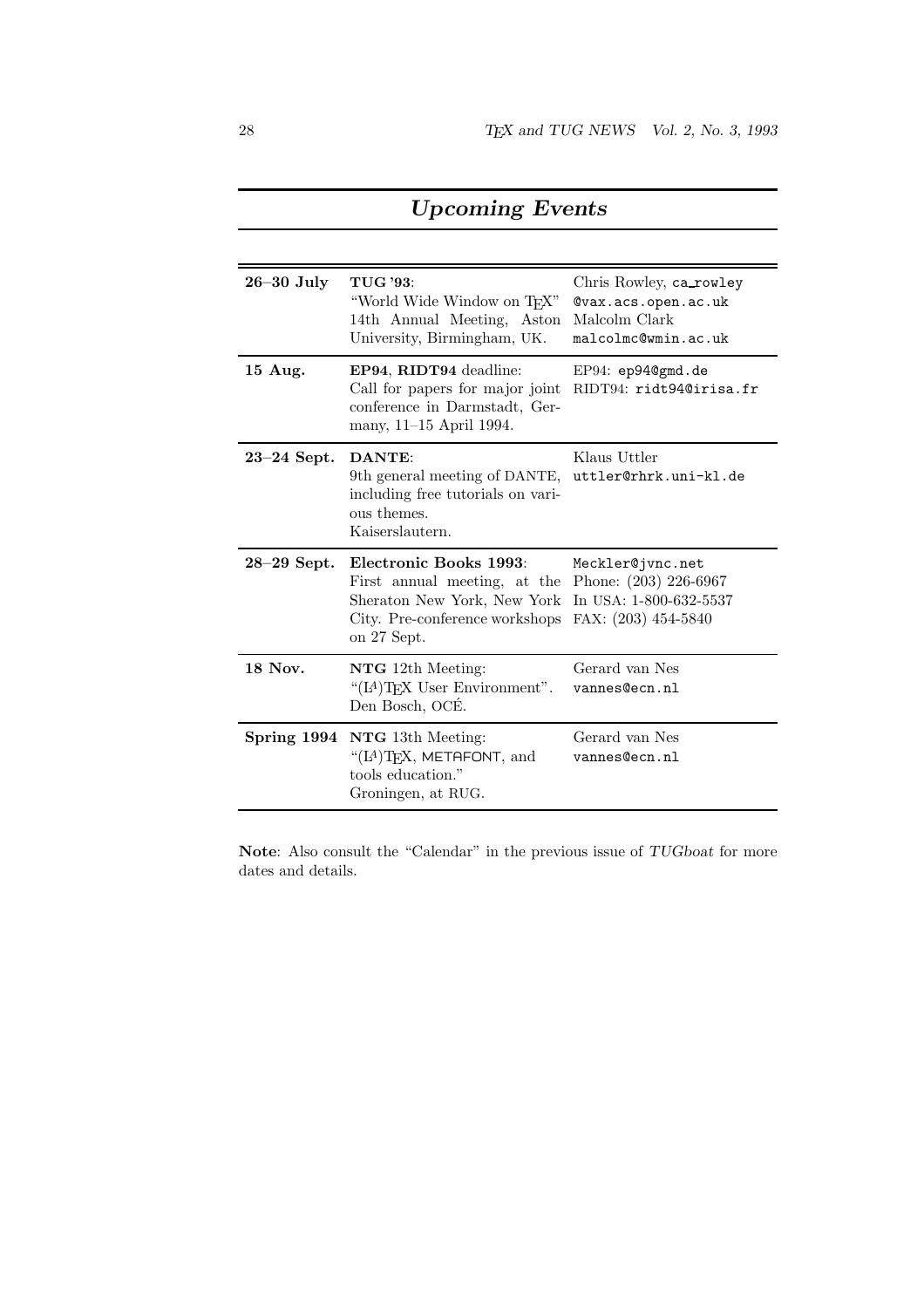# *Upcoming Events*

| | | |
|---|---|---|
| **26–30 July** | **TUG '93**: "World Wide Window on TEX" 14th Annual Meeting, Aston University, Birmingham, UK. | Chris Rowley, `ca_rowley @vax.acs.open.ac.uk` Malcolm Clark `malcolmc@wmin.ac.uk` |
| **15 Aug.** | **EP94**, **RIDT94** deadline: Call for papers for major joint conference in Darmstadt, Germany, 11–15 April 1994. | EP94: `ep94@gmd.de` RIDT94: `ridt94@irisa.fr` |
| **23–24 Sept.** | **DANTE**: 9th general meeting of DANTE, including free tutorials on various themes. Kaiserslautern. | Klaus Uttler `uttler@rhrk.uni-kl.de` |
| **28–29 Sept.** | **Electronic Books 1993**: First annual meeting, at the Sheraton New York, New York City. Pre-conference workshops on 27 Sept. | `Meckler@jvnc.net` Phone: (203) 226-6967 In USA: 1-800-632-5537 FAX: (203) 454-5840 |
| **18 Nov.** | **NTG** 12th Meeting: "(LA)TEX User Environment". Den Bosch, OCÉ. | Gerard van Nes `vannes@ecn.nl` |
| **Spring 1994** | **NTG** 13th Meeting: "(LA)TEX, METAFONT, and tools education." Groningen, at RUG. | Gerard van Nes `vannes@ecn.nl` |

**Note**: Also consult the "Calendar" in the previous issue of *TUGboat* for more dates and details.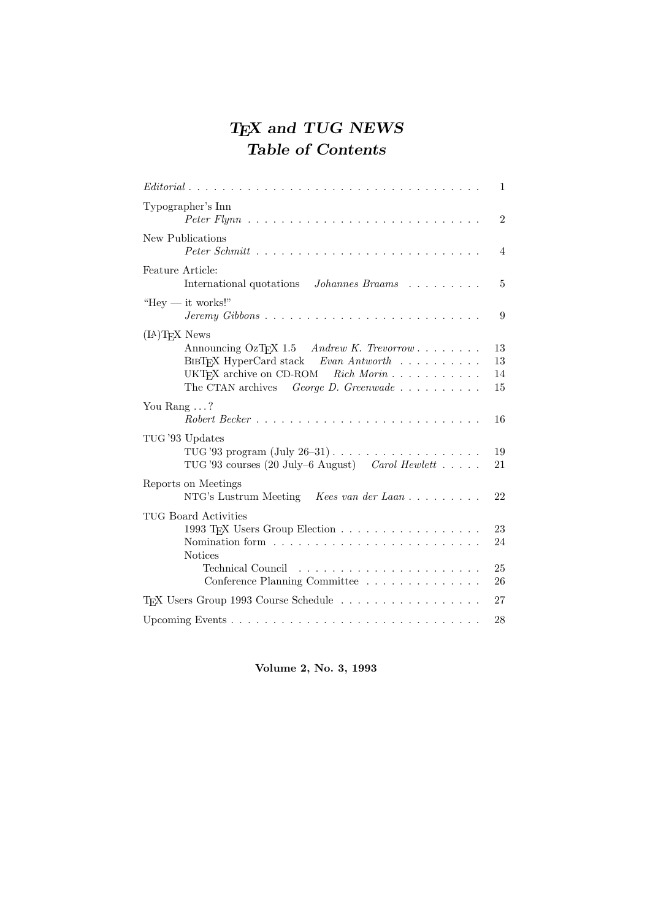# *TEX and TUG NEWS*
# *Table of Contents*

*Editorial* . . . . . . . . . . 1

Typographer's Inn
*Peter Flynn* . . . . . . . . . . 2

New Publications
*Peter Schmitt* . . . . . . . . . . 4

Feature Article:
International quotations *Johannes Braams* . . . . . . . . . . 5

"Hey — it works!"
*Jeremy Gibbons* . . . . . . . . . . 9

(LA)TEX News
- Announcing OzTEX 1.5 *Andrew K. Trevorrow* . . . . . . . . . . 13
- BIBTEX HyperCard stack *Evan Antworth* . . . . . . . . . . 13
- UKTEX archive on CD-ROM *Rich Morin* . . . . . . . . . . 14
- The CTAN archives *George D. Greenwade* . . . . . . . . . . 15

You Rang . . . ?
*Robert Becker* . . . . . . . . . . 16

TUG '93 Updates
- TUG '93 program (July 26–31) . . . . . . . . . . 19
- TUG '93 courses (20 July–6 August) *Carol Hewlett* . . . . . . . . . . 21

Reports on Meetings
- NTG's Lustrum Meeting *Kees van der Laan* . . . . . . . . . . 22

TUG Board Activities
- 1993 TEX Users Group Election . . . . . . . . . . 23
- Nomination form . . . . . . . . . . 24
- Notices
  - Technical Council . . . . . . . . . . 25
  - Conference Planning Committee . . . . . . . . . . 26

TEX Users Group 1993 Course Schedule . . . . . . . . . . 27

Upcoming Events . . . . . . . . . . 28

**Volume 2, No. 3, 1993**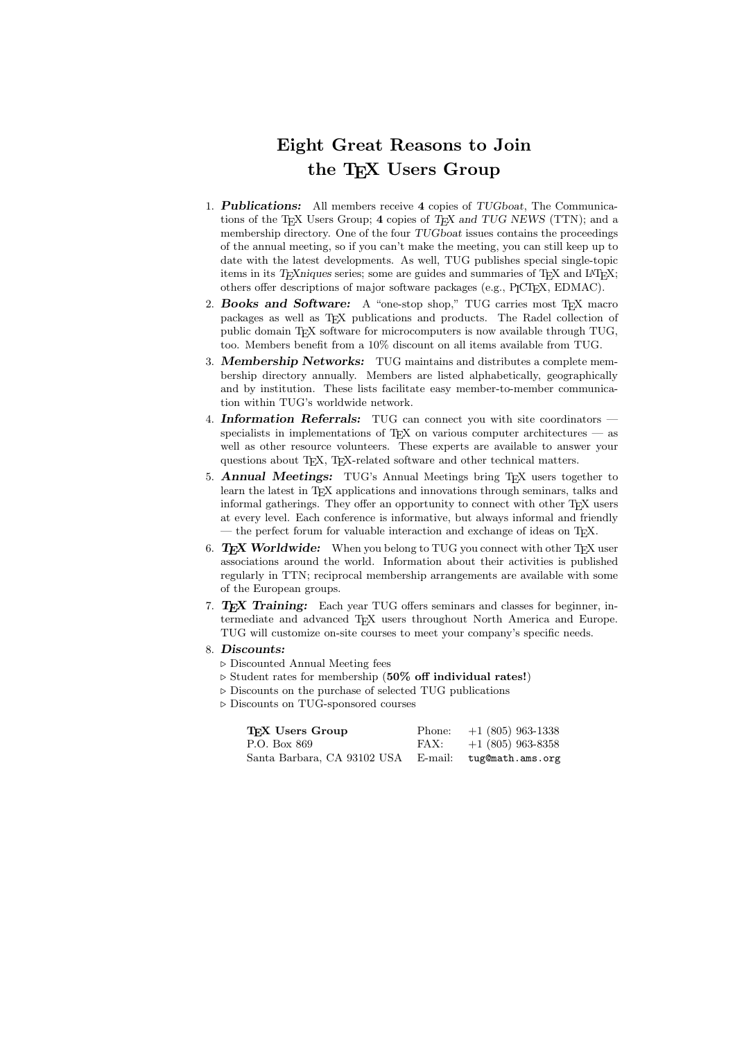# Eight Great Reasons to Join the TEX Users Group

1. ***Publications:*** All members receive **4** copies of *TUGboat*, The Communications of the TEX Users Group; **4** copies of *TEX and TUG NEWS* (TTN); and a membership directory. One of the four *TUGboat* issues contains the proceedings of the annual meeting, so if you can't make the meeting, you can still keep up to date with the latest developments. As well, TUG publishes special single-topic items in its *TEXniques* series; some are guides and summaries of TEX and LATEX; others offer descriptions of major software packages (e.g., PICTEX, EDMAC).
2. ***Books and Software:*** A "one-stop shop," TUG carries most TEX macro packages as well as TEX publications and products. The Radel collection of public domain TEX software for microcomputers is now available through TUG, too. Members benefit from a 10% discount on all items available from TUG.
3. ***Membership Networks:*** TUG maintains and distributes a complete membership directory annually. Members are listed alphabetically, geographically and by institution. These lists facilitate easy member-to-member communication within TUG's worldwide network.
4. ***Information Referrals:*** TUG can connect you with site coordinators — specialists in implementations of TEX on various computer architectures — as well as other resource volunteers. These experts are available to answer your questions about TEX, TEX-related software and other technical matters.
5. ***Annual Meetings:*** TUG's Annual Meetings bring TEX users together to learn the latest in TEX applications and innovations through seminars, talks and informal gatherings. They offer an opportunity to connect with other TEX users at every level. Each conference is informative, but always informal and friendly — the perfect forum for valuable interaction and exchange of ideas on TEX.
6. ***TEX Worldwide:*** When you belong to TUG you connect with other TEX user associations around the world. Information about their activities is published regularly in TTN; reciprocal membership arrangements are available with some of the European groups.
7. ***TEX Training:*** Each year TUG offers seminars and classes for beginner, intermediate and advanced TEX users throughout North America and Europe. TUG will customize on-site courses to meet your company's specific needs.
8. ***Discounts:***
   - ▹ Discounted Annual Meeting fees
   - ▹ Student rates for membership (**50% off individual rates!**)
   - ▹ Discounts on the purchase of selected TUG publications
   - ▹ Discounts on TUG-sponsored courses

| | | |
|---|---|---|
| **TEX Users Group** | Phone: | +1 (805) 963-1338 |
| P.O. Box 869 | FAX: | +1 (805) 963-8358 |
| Santa Barbara, CA 93102 USA | E-mail: | `tug@math.ams.org` |